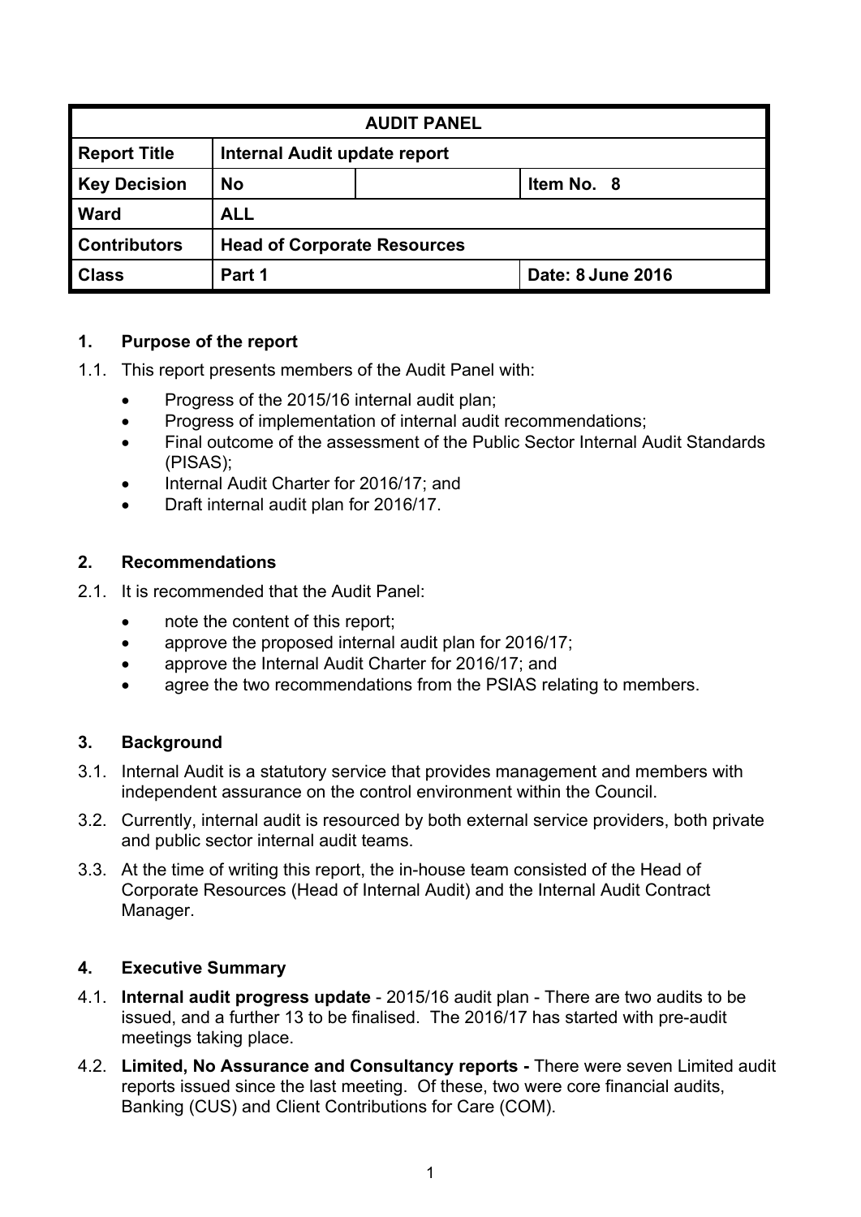| AUDIT PANEL | | | |
|---|---|---|---|
| **Report Title** | **Internal Audit update report** | | |
| **Key Decision** | **No** | | **Item No. 8** |
| **Ward** | **ALL** | | |
| **Contributors** | **Head of Corporate Resources** | | |
| **Class** | **Part 1** | | **Date: 8 June 2016** |

## 1. Purpose of the report

1.1. This report presents members of the Audit Panel with:

- Progress of the 2015/16 internal audit plan;
- Progress of implementation of internal audit recommendations;
- Final outcome of the assessment of the Public Sector Internal Audit Standards (PISAS);
- Internal Audit Charter for 2016/17; and
- Draft internal audit plan for 2016/17.

## 2. Recommendations

2.1. It is recommended that the Audit Panel:

- note the content of this report;
- approve the proposed internal audit plan for 2016/17;
- approve the Internal Audit Charter for 2016/17; and
- agree the two recommendations from the PSIAS relating to members.

## 3. Background

3.1. Internal Audit is a statutory service that provides management and members with independent assurance on the control environment within the Council.

3.2. Currently, internal audit is resourced by both external service providers, both private and public sector internal audit teams.

3.3. At the time of writing this report, the in-house team consisted of the Head of Corporate Resources (Head of Internal Audit) and the Internal Audit Contract Manager.

## 4. Executive Summary

4.1. **Internal audit progress update** - 2015/16 audit plan - There are two audits to be issued, and a further 13 to be finalised. The 2016/17 has started with pre-audit meetings taking place.

4.2. **Limited, No Assurance and Consultancy reports -** There were seven Limited audit reports issued since the last meeting. Of these, two were core financial audits, Banking (CUS) and Client Contributions for Care (COM).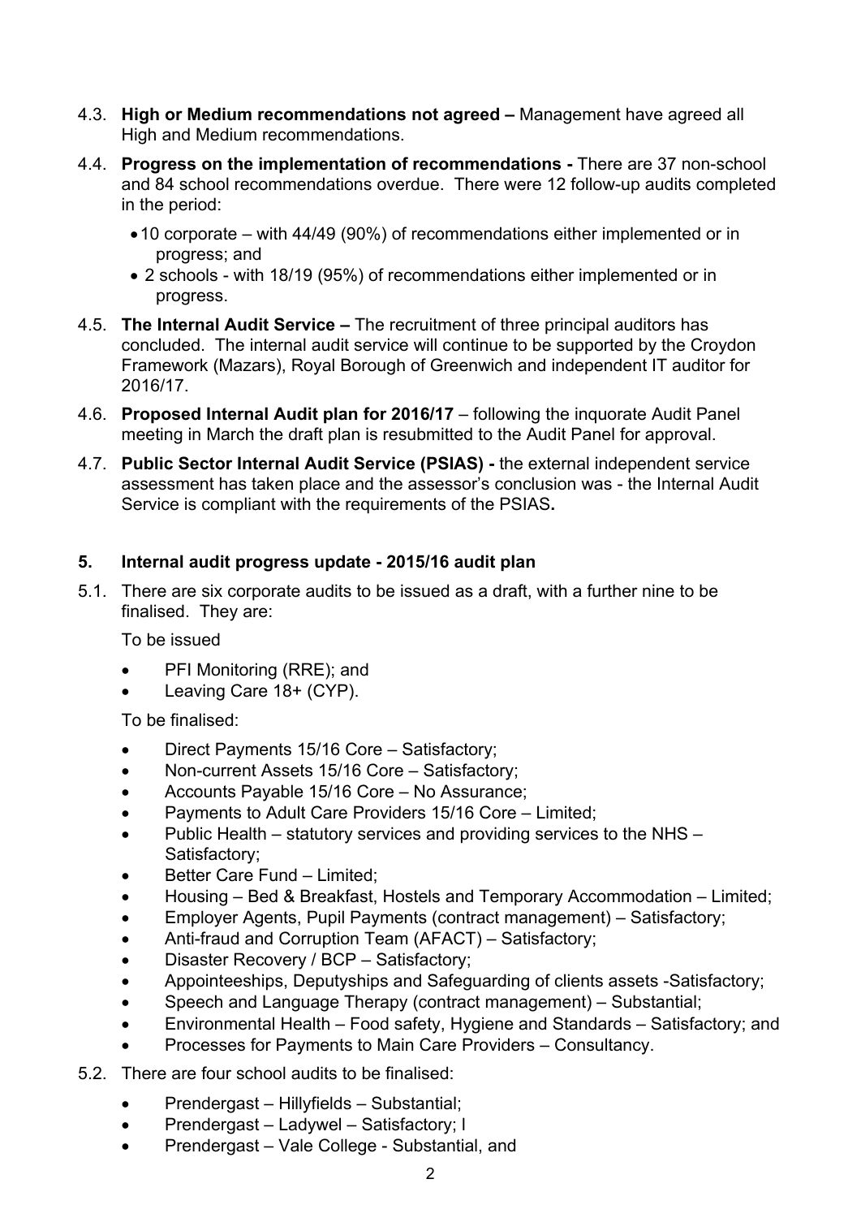4.3. **High or Medium recommendations not agreed –** Management have agreed all High and Medium recommendations.

4.4. **Progress on the implementation of recommendations -** There are 37 non-school and 84 school recommendations overdue. There were 12 follow-up audits completed in the period:

- 10 corporate – with 44/49 (90%) of recommendations either implemented or in progress; and
- 2 schools - with 18/19 (95%) of recommendations either implemented or in progress.

4.5. **The Internal Audit Service –** The recruitment of three principal auditors has concluded. The internal audit service will continue to be supported by the Croydon Framework (Mazars), Royal Borough of Greenwich and independent IT auditor for 2016/17.

4.6. **Proposed Internal Audit plan for 2016/17** – following the inquorate Audit Panel meeting in March the draft plan is resubmitted to the Audit Panel for approval.

4.7. **Public Sector Internal Audit Service (PSIAS) -** the external independent service assessment has taken place and the assessor's conclusion was - the Internal Audit Service is compliant with the requirements of the PSIAS**.**

## 5. Internal audit progress update - 2015/16 audit plan

5.1. There are six corporate audits to be issued as a draft, with a further nine to be finalised. They are:

To be issued

- PFI Monitoring (RRE); and
- Leaving Care 18+ (CYP).

To be finalised:

- Direct Payments 15/16 Core – Satisfactory;
- Non-current Assets 15/16 Core – Satisfactory;
- Accounts Payable 15/16 Core – No Assurance;
- Payments to Adult Care Providers 15/16 Core – Limited;
- Public Health – statutory services and providing services to the NHS – Satisfactory;
- Better Care Fund – Limited;
- Housing – Bed & Breakfast, Hostels and Temporary Accommodation – Limited;
- Employer Agents, Pupil Payments (contract management) – Satisfactory;
- Anti-fraud and Corruption Team (AFACT) – Satisfactory;
- Disaster Recovery / BCP – Satisfactory;
- Appointeeships, Deputyships and Safeguarding of clients assets -Satisfactory;
- Speech and Language Therapy (contract management) – Substantial;
- Environmental Health – Food safety, Hygiene and Standards – Satisfactory; and
- Processes for Payments to Main Care Providers – Consultancy.

5.2. There are four school audits to be finalised:

- Prendergast – Hillyfields – Substantial;
- Prendergast – Ladywel – Satisfactory; l
- Prendergast – Vale College - Substantial, and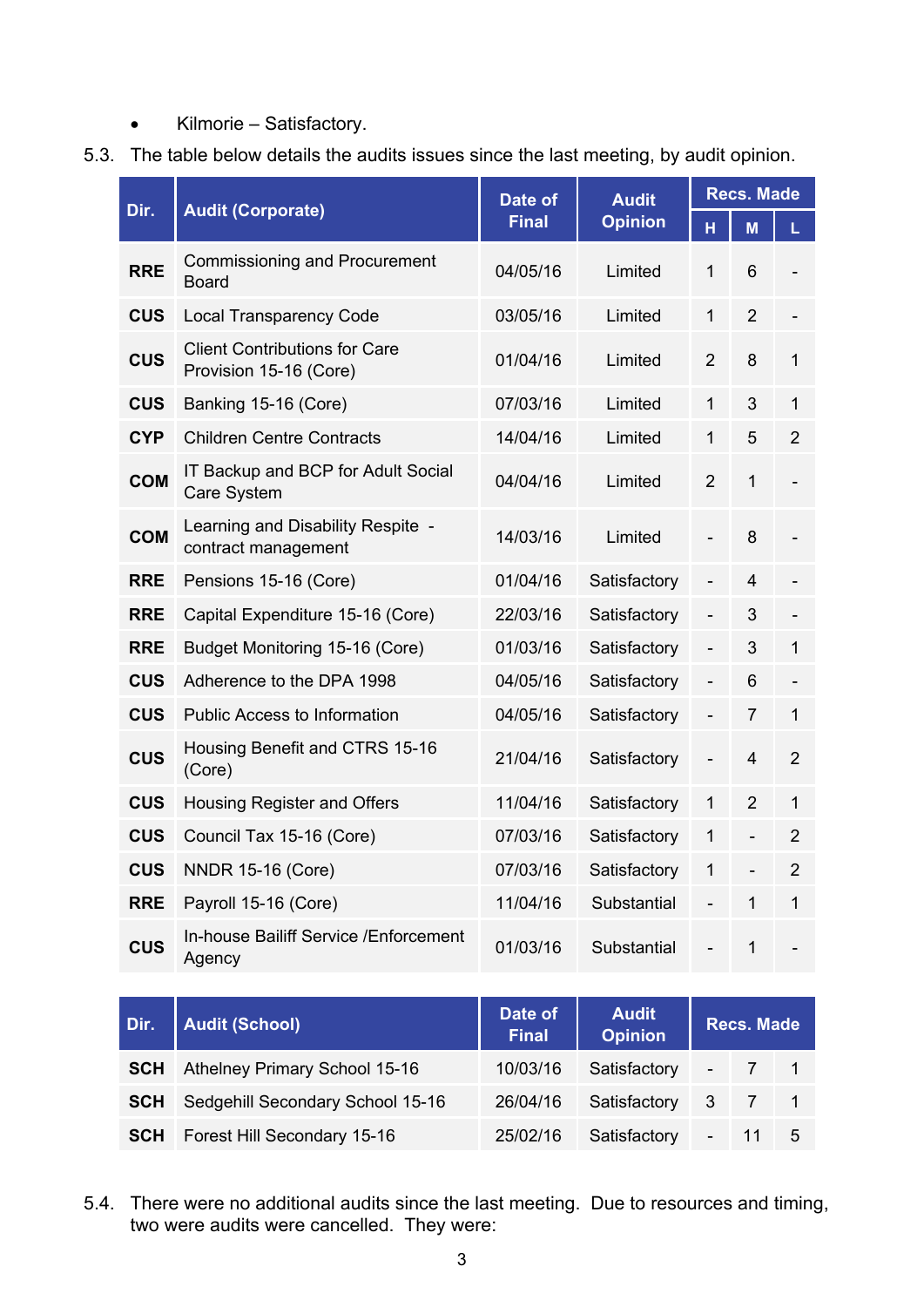- Kilmorie – Satisfactory.

5.3. The table below details the audits issues since the last meeting, by audit opinion.

| Dir. | Audit (Corporate) | Date of Final | Audit Opinion | Recs. Made | | |
|---|---|---|---|---|---|---|
| | | | | H | M | L |
| RRE | Commissioning and Procurement Board | 04/05/16 | Limited | 1 | 6 | - |
| CUS | Local Transparency Code | 03/05/16 | Limited | 1 | 2 | - |
| CUS | Client Contributions for Care Provision 15-16 (Core) | 01/04/16 | Limited | 2 | 8 | 1 |
| CUS | Banking 15-16 (Core) | 07/03/16 | Limited | 1 | 3 | 1 |
| CYP | Children Centre Contracts | 14/04/16 | Limited | 1 | 5 | 2 |
| COM | IT Backup and BCP for Adult Social Care System | 04/04/16 | Limited | 2 | 1 | - |
| COM | Learning and Disability Respite - contract management | 14/03/16 | Limited | - | 8 | - |
| RRE | Pensions 15-16 (Core) | 01/04/16 | Satisfactory | - | 4 | - |
| RRE | Capital Expenditure 15-16 (Core) | 22/03/16 | Satisfactory | - | 3 | - |
| RRE | Budget Monitoring 15-16 (Core) | 01/03/16 | Satisfactory | - | 3 | 1 |
| CUS | Adherence to the DPA 1998 | 04/05/16 | Satisfactory | - | 6 | - |
| CUS | Public Access to Information | 04/05/16 | Satisfactory | - | 7 | 1 |
| CUS | Housing Benefit and CTRS 15-16 (Core) | 21/04/16 | Satisfactory | - | 4 | 2 |
| CUS | Housing Register and Offers | 11/04/16 | Satisfactory | 1 | 2 | 1 |
| CUS | Council Tax 15-16 (Core) | 07/03/16 | Satisfactory | 1 | - | 2 |
| CUS | NNDR 15-16 (Core) | 07/03/16 | Satisfactory | 1 | - | 2 |
| RRE | Payroll 15-16 (Core) | 11/04/16 | Substantial | - | 1 | 1 |
| CUS | In-house Bailiff Service /Enforcement Agency | 01/03/16 | Substantial | - | 1 | - |

| Dir. | Audit (School) | Date of Final | Audit Opinion | Recs. Made | | |
|---|---|---|---|---|---|---|
| SCH | Athelney Primary School 15-16 | 10/03/16 | Satisfactory | - | 7 | 1 |
| SCH | Sedgehill Secondary School 15-16 | 26/04/16 | Satisfactory | 3 | 7 | 1 |
| SCH | Forest Hill Secondary 15-16 | 25/02/16 | Satisfactory | - | 11 | 5 |

5.4. There were no additional audits since the last meeting. Due to resources and timing, two were audits were cancelled. They were: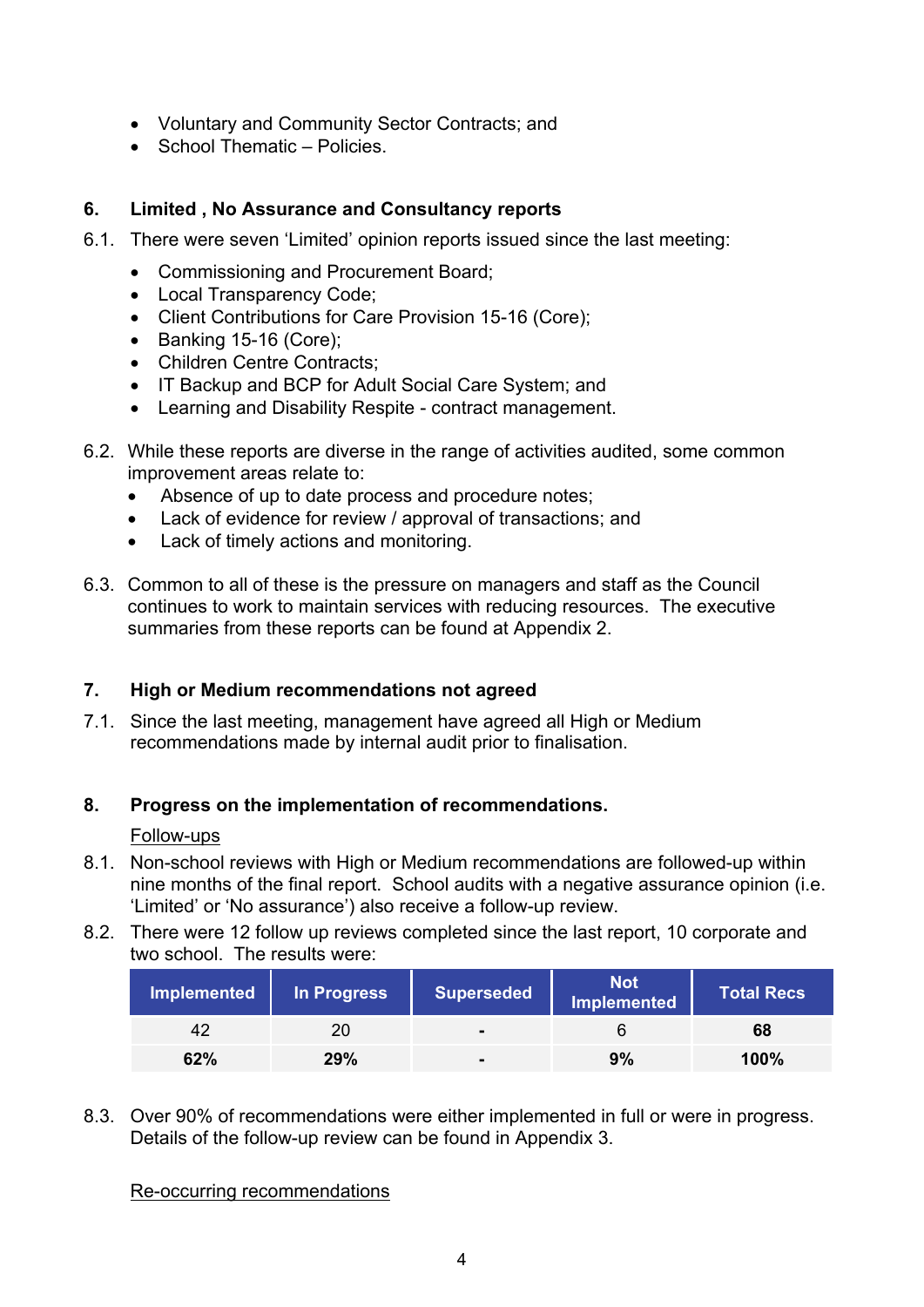- Voluntary and Community Sector Contracts; and
- School Thematic – Policies.

## 6. Limited , No Assurance and Consultancy reports

6.1. There were seven 'Limited' opinion reports issued since the last meeting:

- Commissioning and Procurement Board;
- Local Transparency Code;
- Client Contributions for Care Provision 15-16 (Core);
- Banking 15-16 (Core);
- Children Centre Contracts;
- IT Backup and BCP for Adult Social Care System; and
- Learning and Disability Respite - contract management.

6.2. While these reports are diverse in the range of activities audited, some common improvement areas relate to:

- Absence of up to date process and procedure notes;
- Lack of evidence for review / approval of transactions; and
- Lack of timely actions and monitoring.

6.3. Common to all of these is the pressure on managers and staff as the Council continues to work to maintain services with reducing resources. The executive summaries from these reports can be found at Appendix 2.

## 7. High or Medium recommendations not agreed

7.1. Since the last meeting, management have agreed all High or Medium recommendations made by internal audit prior to finalisation.

## 8. Progress on the implementation of recommendations.

<u>Follow-ups</u>

8.1. Non-school reviews with High or Medium recommendations are followed-up within nine months of the final report. School audits with a negative assurance opinion (i.e. 'Limited' or 'No assurance') also receive a follow-up review.

8.2. There were 12 follow up reviews completed since the last report, 10 corporate and two school. The results were:

| Implemented | In Progress | Superseded | Not Implemented | Total Recs |
|---|---|---|---|---|
| 42 | 20 | - | 6 | **68** |
| **62%** | **29%** | - | **9%** | **100%** |

8.3. Over 90% of recommendations were either implemented in full or were in progress. Details of the follow-up review can be found in Appendix 3.

<u>Re-occurring recommendations</u>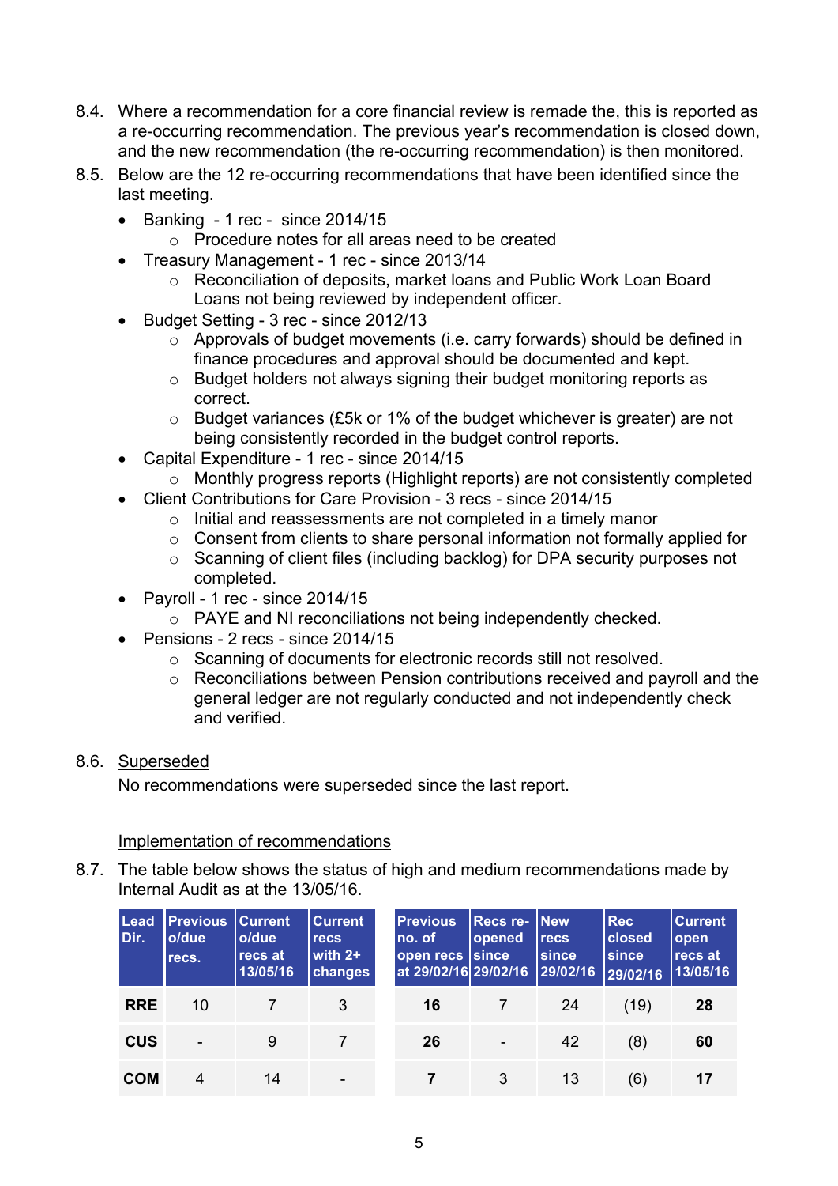8.4. Where a recommendation for a core financial review is remade the, this is reported as a re-occurring recommendation. The previous year's recommendation is closed down, and the new recommendation (the re-occurring recommendation) is then monitored.

8.5. Below are the 12 re-occurring recommendations that have been identified since the last meeting.

- Banking - 1 rec - since 2014/15
  - Procedure notes for all areas need to be created
- Treasury Management - 1 rec - since 2013/14
  - Reconciliation of deposits, market loans and Public Work Loan Board Loans not being reviewed by independent officer.
- Budget Setting - 3 rec - since 2012/13
  - Approvals of budget movements (i.e. carry forwards) should be defined in finance procedures and approval should be documented and kept.
  - Budget holders not always signing their budget monitoring reports as correct.
  - Budget variances (£5k or 1% of the budget whichever is greater) are not being consistently recorded in the budget control reports.
- Capital Expenditure - 1 rec - since 2014/15
  - Monthly progress reports (Highlight reports) are not consistently completed
- Client Contributions for Care Provision - 3 recs - since 2014/15
  - Initial and reassessments are not completed in a timely manor
  - Consent from clients to share personal information not formally applied for
  - Scanning of client files (including backlog) for DPA security purposes not completed.
- Payroll - 1 rec - since 2014/15
  - PAYE and NI reconciliations not being independently checked.
- Pensions - 2 recs - since 2014/15
  - Scanning of documents for electronic records still not resolved.
  - Reconciliations between Pension contributions received and payroll and the general ledger are not regularly conducted and not independently check and verified.

8.6. Superseded

No recommendations were superseded since the last report.

Implementation of recommendations

8.7. The table below shows the status of high and medium recommendations made by Internal Audit as at the 13/05/16.

| Lead Dir. | Previous o/due recs. | Current o/due recs at 13/05/16 | Current recs with 2+ changes | Previous no. of open recs at 29/02/16 | Recs re-opened since 29/02/16 | New recs since 29/02/16 | Rec closed since 29/02/16 | Current open recs at 13/05/16 |
|---|---|---|---|---|---|---|---|---|
| **RRE** | 10 | 7 | 3 | **16** | 7 | 24 | (19) | **28** |
| **CUS** | - | 9 | 7 | **26** | - | 42 | (8) | **60** |
| **COM** | 4 | 14 | - | **7** | 3 | 13 | (6) | **17** |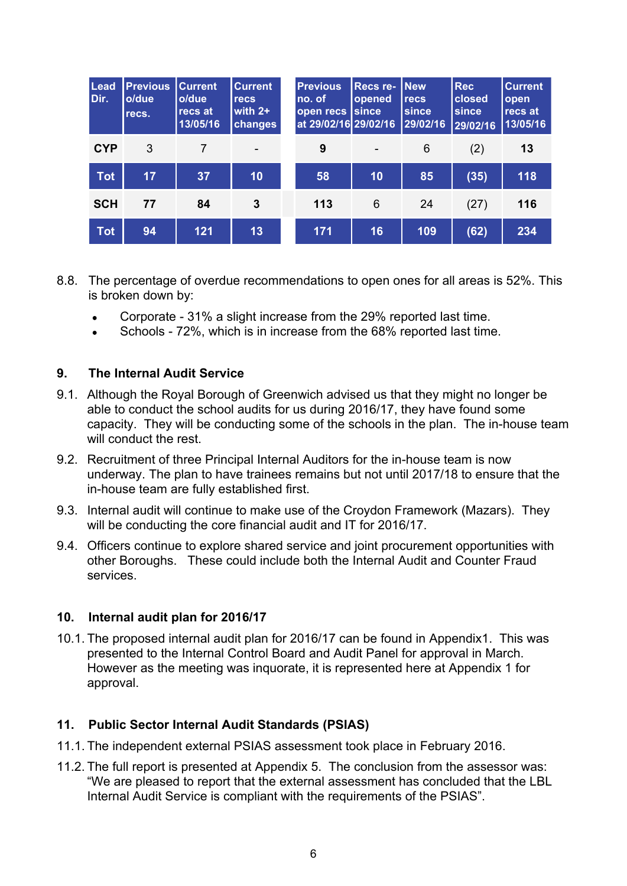| Lead Dir. | Previous o/due recs. | Current o/due recs at 13/05/16 | Current recs with 2+ changes | Previous no. of open recs at 29/02/16 | Recs re-opened since 29/02/16 | New recs since 29/02/16 | Rec closed since 29/02/16 | Current open recs at 13/05/16 |
|---|---|---|---|---|---|---|---|---|
| **CYP** | 3 | 7 | - | **9** | - | 6 | (2) | **13** |
| **Tot** | **17** | **37** | **10** | **58** | **10** | **85** | **(35)** | **118** |
| **SCH** | **77** | **84** | **3** | **113** | 6 | 24 | (27) | **116** |
| **Tot** | **94** | **121** | **13** | **171** | **16** | **109** | **(62)** | **234** |

8.8. The percentage of overdue recommendations to open ones for all areas is 52%. This is broken down by:

- Corporate - 31% a slight increase from the 29% reported last time.
- Schools - 72%, which is in increase from the 68% reported last time.

## 9. The Internal Audit Service

9.1. Although the Royal Borough of Greenwich advised us that they might no longer be able to conduct the school audits for us during 2016/17, they have found some capacity. They will be conducting some of the schools in the plan. The in-house team will conduct the rest.

9.2. Recruitment of three Principal Internal Auditors for the in-house team is now underway. The plan to have trainees remains but not until 2017/18 to ensure that the in-house team are fully established first.

9.3. Internal audit will continue to make use of the Croydon Framework (Mazars). They will be conducting the core financial audit and IT for 2016/17.

9.4. Officers continue to explore shared service and joint procurement opportunities with other Boroughs. These could include both the Internal Audit and Counter Fraud services.

## 10. Internal audit plan for 2016/17

10.1. The proposed internal audit plan for 2016/17 can be found in Appendix1. This was presented to the Internal Control Board and Audit Panel for approval in March. However as the meeting was inquorate, it is represented here at Appendix 1 for approval.

## 11. Public Sector Internal Audit Standards (PSIAS)

11.1. The independent external PSIAS assessment took place in February 2016.

11.2. The full report is presented at Appendix 5. The conclusion from the assessor was: "We are pleased to report that the external assessment has concluded that the LBL Internal Audit Service is compliant with the requirements of the PSIAS".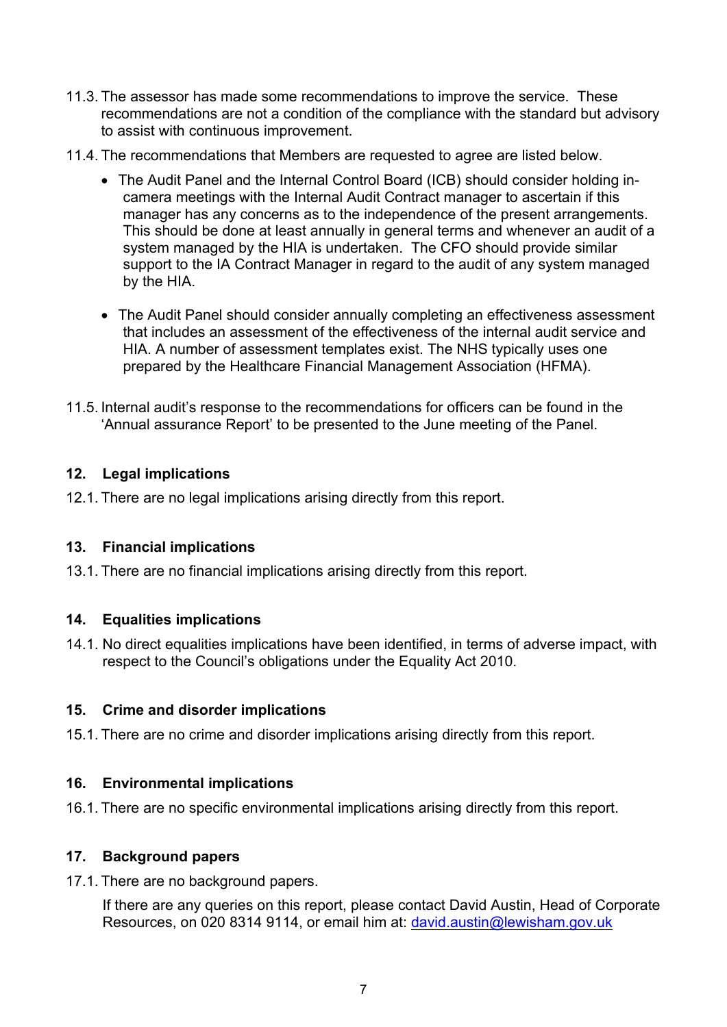11.3. The assessor has made some recommendations to improve the service. These recommendations are not a condition of the compliance with the standard but advisory to assist with continuous improvement.

11.4. The recommendations that Members are requested to agree are listed below.

- The Audit Panel and the Internal Control Board (ICB) should consider holding in-camera meetings with the Internal Audit Contract manager to ascertain if this manager has any concerns as to the independence of the present arrangements. This should be done at least annually in general terms and whenever an audit of a system managed by the HIA is undertaken. The CFO should provide similar support to the IA Contract Manager in regard to the audit of any system managed by the HIA.

- The Audit Panel should consider annually completing an effectiveness assessment that includes an assessment of the effectiveness of the internal audit service and HIA. A number of assessment templates exist. The NHS typically uses one prepared by the Healthcare Financial Management Association (HFMA).

11.5. Internal audit's response to the recommendations for officers can be found in the 'Annual assurance Report' to be presented to the June meeting of the Panel.

## 12. Legal implications

12.1. There are no legal implications arising directly from this report.

## 13. Financial implications

13.1. There are no financial implications arising directly from this report.

## 14. Equalities implications

14.1. No direct equalities implications have been identified, in terms of adverse impact, with respect to the Council's obligations under the Equality Act 2010.

## 15. Crime and disorder implications

15.1. There are no crime and disorder implications arising directly from this report.

## 16. Environmental implications

16.1. There are no specific environmental implications arising directly from this report.

## 17. Background papers

17.1. There are no background papers.

If there are any queries on this report, please contact David Austin, Head of Corporate Resources, on 020 8314 9114, or email him at: david.austin@lewisham.gov.uk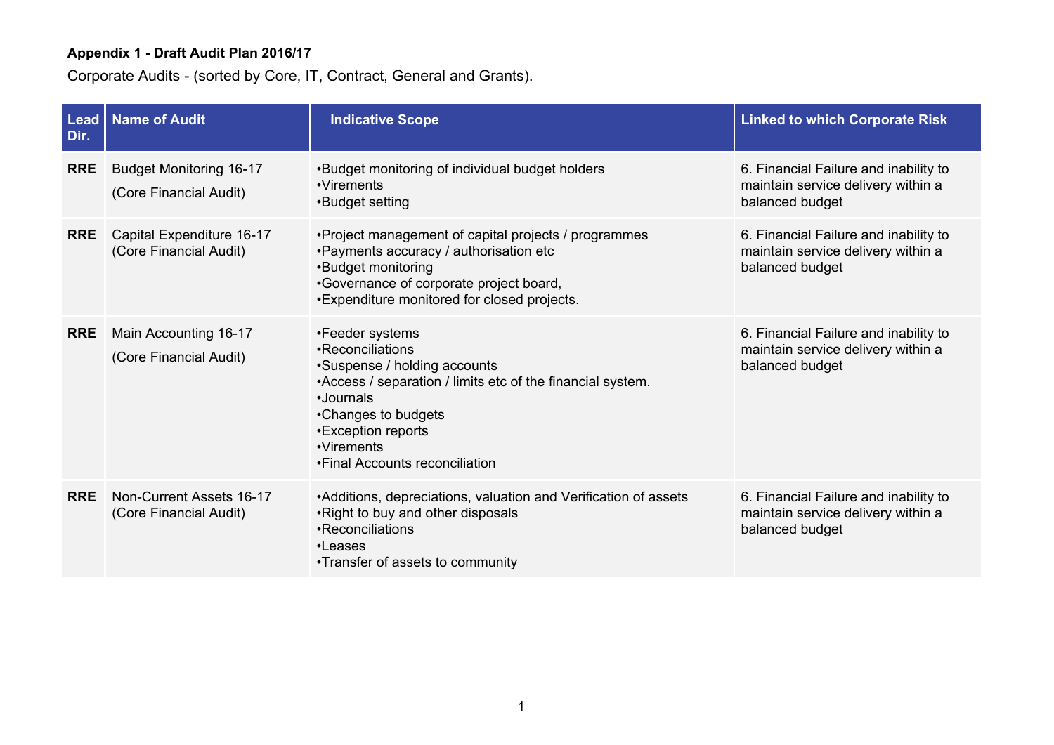**Appendix 1 - Draft Audit Plan 2016/17**

Corporate Audits - (sorted by Core, IT, Contract, General and Grants).

| Lead Dir. | Name of Audit | Indicative Scope | Linked to which Corporate Risk |
|---|---|---|---|
| **RRE** | Budget Monitoring 16-17<br>(Core Financial Audit) | •Budget monitoring of individual budget holders<br>•Virements<br>•Budget setting | 6. Financial Failure and inability to maintain service delivery within a balanced budget |
| **RRE** | Capital Expenditure 16-17<br>(Core Financial Audit) | •Project management of capital projects / programmes<br>•Payments accuracy / authorisation etc<br>•Budget monitoring<br>•Governance of corporate project board,<br>•Expenditure monitored for closed projects. | 6. Financial Failure and inability to maintain service delivery within a balanced budget |
| **RRE** | Main Accounting 16-17<br>(Core Financial Audit) | •Feeder systems<br>•Reconciliations<br>•Suspense / holding accounts<br>•Access / separation / limits etc of the financial system.<br>•Journals<br>•Changes to budgets<br>•Exception reports<br>•Virements<br>•Final Accounts reconciliation | 6. Financial Failure and inability to maintain service delivery within a balanced budget |
| **RRE** | Non-Current Assets 16-17<br>(Core Financial Audit) | •Additions, depreciations, valuation and Verification of assets<br>•Right to buy and other disposals<br>•Reconciliations<br>•Leases<br>•Transfer of assets to community | 6. Financial Failure and inability to maintain service delivery within a balanced budget |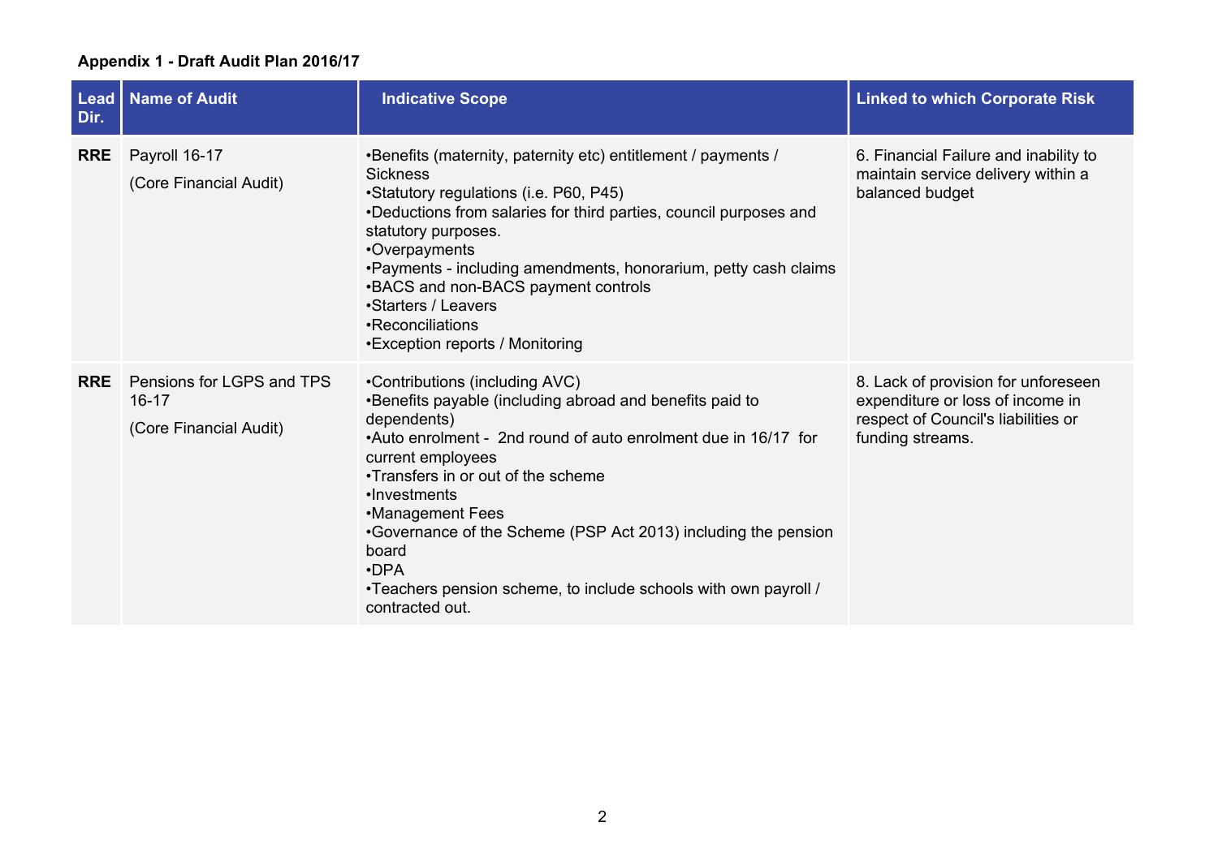**Appendix 1 - Draft Audit Plan 2016/17**

| Lead Dir. | Name of Audit | Indicative Scope | Linked to which Corporate Risk |
|---|---|---|---|
| **RRE** | Payroll 16-17<br><br>(Core Financial Audit) | •Benefits (maternity, paternity etc) entitlement / payments / Sickness<br>•Statutory regulations (i.e. P60, P45)<br>•Deductions from salaries for third parties, council purposes and statutory purposes.<br>•Overpayments<br>•Payments - including amendments, honorarium, petty cash claims<br>•BACS and non-BACS payment controls<br>•Starters / Leavers<br>•Reconciliations<br>•Exception reports / Monitoring | 6. Financial Failure and inability to maintain service delivery within a balanced budget |
| **RRE** | Pensions for LGPS and TPS 16-17<br><br>(Core Financial Audit) | •Contributions (including AVC)<br>•Benefits payable (including abroad and benefits paid to dependents)<br>•Auto enrolment - 2nd round of auto enrolment due in 16/17 for current employees<br>•Transfers in or out of the scheme<br>•Investments<br>•Management Fees<br>•Governance of the Scheme (PSP Act 2013) including the pension board<br>•DPA<br>•Teachers pension scheme, to include schools with own payroll / contracted out. | 8. Lack of provision for unforeseen expenditure or loss of income in respect of Council's liabilities or funding streams. |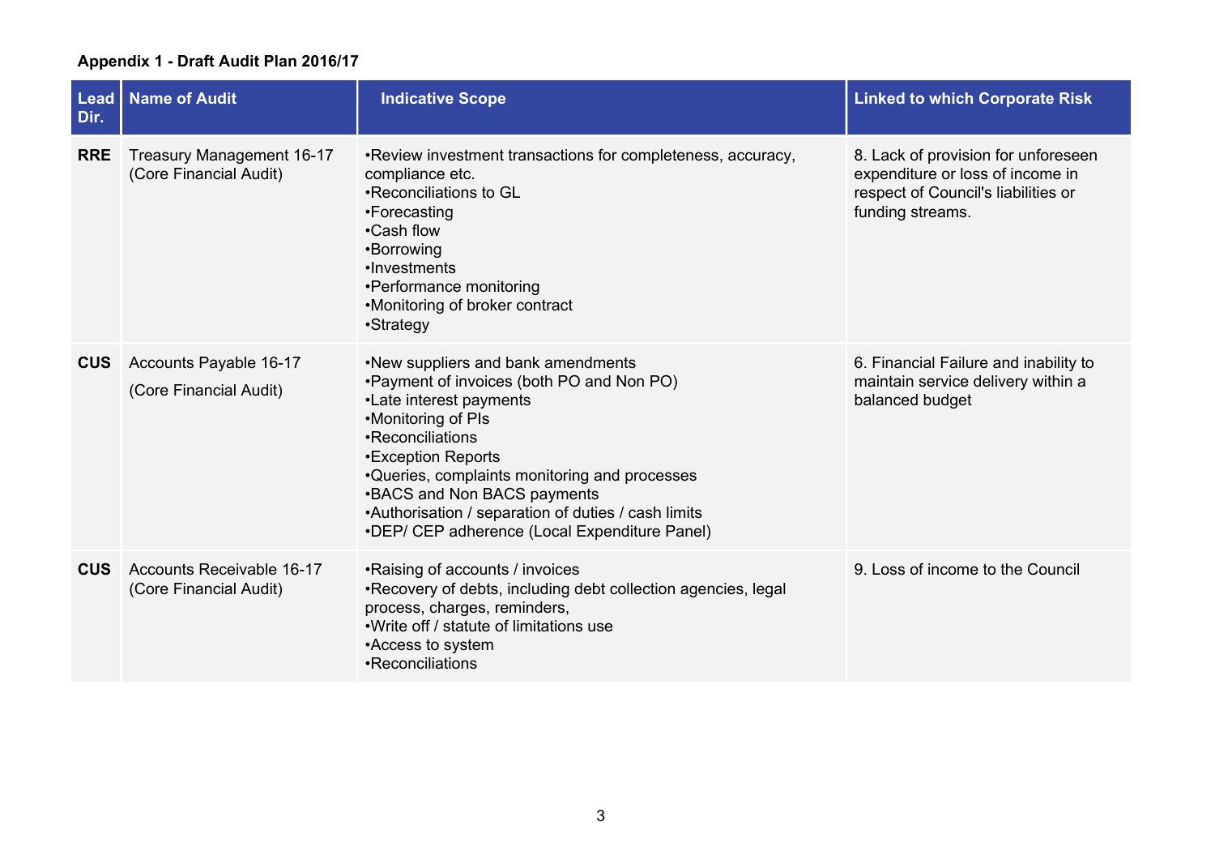**Appendix 1 - Draft Audit Plan 2016/17**

| Lead Dir. | Name of Audit | Indicative Scope | Linked to which Corporate Risk |
|---|---|---|---|
| **RRE** | Treasury Management 16-17 (Core Financial Audit) | •Review investment transactions for completeness, accuracy, compliance etc.<br>•Reconciliations to GL<br>•Forecasting<br>•Cash flow<br>•Borrowing<br>•Investments<br>•Performance monitoring<br>•Monitoring of broker contract<br>•Strategy | 8. Lack of provision for unforeseen expenditure or loss of income in respect of Council's liabilities or funding streams. |
| **CUS** | Accounts Payable 16-17<br><br>(Core Financial Audit) | •New suppliers and bank amendments<br>•Payment of invoices (both PO and Non PO)<br>•Late interest payments<br>•Monitoring of PIs<br>•Reconciliations<br>•Exception Reports<br>•Queries, complaints monitoring and processes<br>•BACS and Non BACS payments<br>•Authorisation / separation of duties / cash limits<br>•DEP/ CEP adherence (Local Expenditure Panel) | 6. Financial Failure and inability to maintain service delivery within a balanced budget |
| **CUS** | Accounts Receivable 16-17 (Core Financial Audit) | •Raising of accounts / invoices<br>•Recovery of debts, including debt collection agencies, legal process, charges, reminders,<br>•Write off / statute of limitations use<br>•Access to system<br>•Reconciliations | 9. Loss of income to the Council |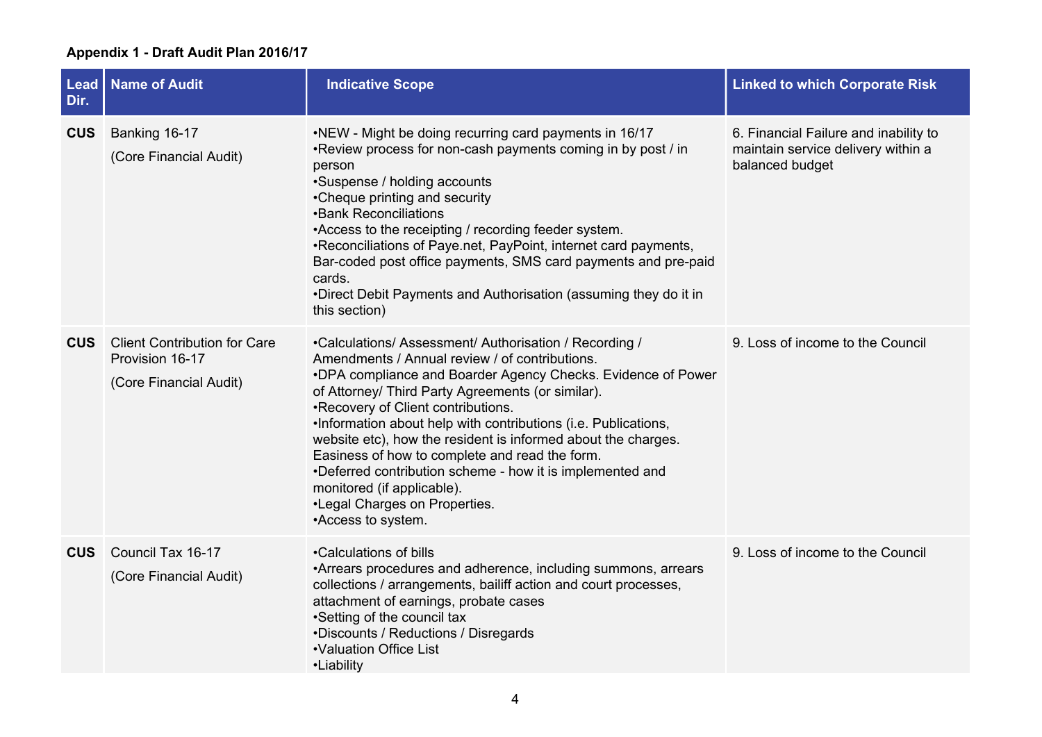**Appendix 1 - Draft Audit Plan 2016/17**

| Lead Dir. | Name of Audit | Indicative Scope | Linked to which Corporate Risk |
|---|---|---|---|
| **CUS** | Banking 16-17<br><br>(Core Financial Audit) | •NEW - Might be doing recurring card payments in 16/17<br>•Review process for non-cash payments coming in by post / in person<br>•Suspense / holding accounts<br>•Cheque printing and security<br>•Bank Reconciliations<br>•Access to the receipting / recording feeder system.<br>•Reconciliations of Paye.net, PayPoint, internet card payments, Bar-coded post office payments, SMS card payments and pre-paid cards.<br>•Direct Debit Payments and Authorisation (assuming they do it in this section) | 6. Financial Failure and inability to maintain service delivery within a balanced budget |
| **CUS** | Client Contribution for Care Provision 16-17<br><br>(Core Financial Audit) | •Calculations/ Assessment/ Authorisation / Recording / Amendments / Annual review / of contributions.<br>•DPA compliance and Boarder Agency Checks. Evidence of Power of Attorney/ Third Party Agreements (or similar).<br>•Recovery of Client contributions.<br>•Information about help with contributions (i.e. Publications, website etc), how the resident is informed about the charges. Easiness of how to complete and read the form.<br>•Deferred contribution scheme - how it is implemented and monitored (if applicable).<br>•Legal Charges on Properties.<br>•Access to system. | 9. Loss of income to the Council |
| **CUS** | Council Tax 16-17<br><br>(Core Financial Audit) | •Calculations of bills<br>•Arrears procedures and adherence, including summons, arrears collections / arrangements, bailiff action and court processes, attachment of earnings, probate cases<br>•Setting of the council tax<br>•Discounts / Reductions / Disregards<br>•Valuation Office List<br>•Liability | 9. Loss of income to the Council |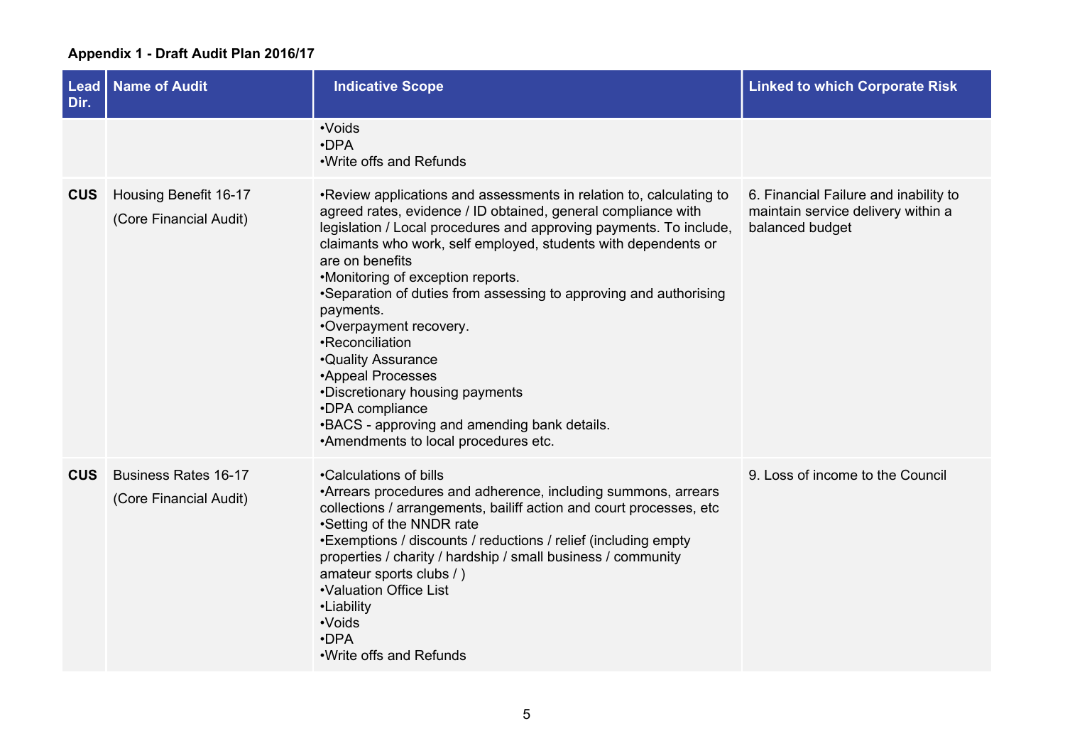**Appendix 1 - Draft Audit Plan 2016/17**

| Lead Dir. | Name of Audit | Indicative Scope | Linked to which Corporate Risk |
|---|---|---|---|
| | | •Voids<br>•DPA<br>•Write offs and Refunds | |
| **CUS** | Housing Benefit 16-17<br><br>(Core Financial Audit) | •Review applications and assessments in relation to, calculating to agreed rates, evidence / ID obtained, general compliance with legislation / Local procedures and approving payments. To include, claimants who work, self employed, students with dependents or are on benefits<br>•Monitoring of exception reports.<br>•Separation of duties from assessing to approving and authorising payments.<br>•Overpayment recovery.<br>•Reconciliation<br>•Quality Assurance<br>•Appeal Processes<br>•Discretionary housing payments<br>•DPA compliance<br>•BACS - approving and amending bank details.<br>•Amendments to local procedures etc. | 6. Financial Failure and inability to maintain service delivery within a balanced budget |
| **CUS** | Business Rates 16-17<br><br>(Core Financial Audit) | •Calculations of bills<br>•Arrears procedures and adherence, including summons, arrears collections / arrangements, bailiff action and court processes, etc<br>•Setting of the NNDR rate<br>•Exemptions / discounts / reductions / relief (including empty properties / charity / hardship / small business / community amateur sports clubs / )<br>•Valuation Office List<br>•Liability<br>•Voids<br>•DPA<br>•Write offs and Refunds | 9. Loss of income to the Council |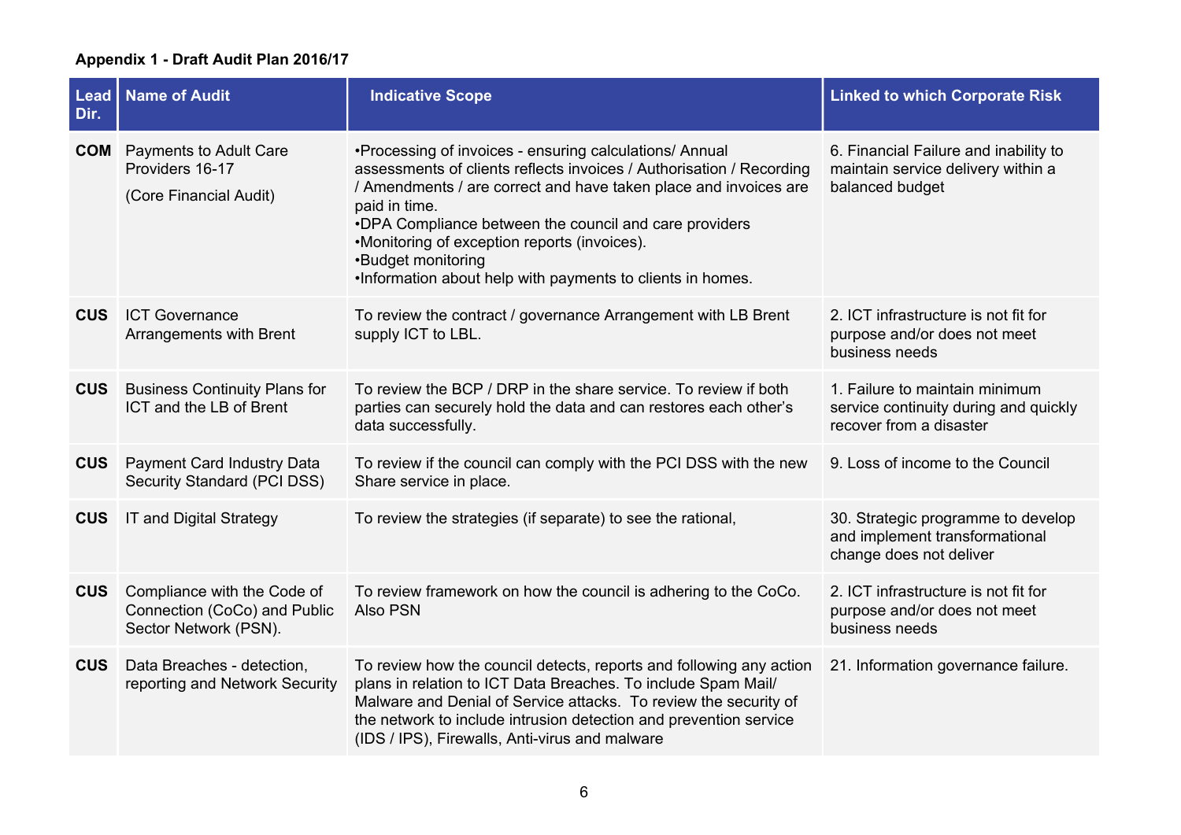**Appendix 1 - Draft Audit Plan 2016/17**

| Lead Dir. | Name of Audit | Indicative Scope | Linked to which Corporate Risk |
|---|---|---|---|
| **COM** | Payments to Adult Care Providers 16-17<br>(Core Financial Audit) | •Processing of invoices - ensuring calculations/ Annual assessments of clients reflects invoices / Authorisation / Recording / Amendments / are correct and have taken place and invoices are paid in time.<br>•DPA Compliance between the council and care providers<br>•Monitoring of exception reports (invoices).<br>•Budget monitoring<br>•Information about help with payments to clients in homes. | 6. Financial Failure and inability to maintain service delivery within a balanced budget |
| **CUS** | ICT Governance Arrangements with Brent | To review the contract / governance Arrangement with LB Brent supply ICT to LBL. | 2. ICT infrastructure is not fit for purpose and/or does not meet business needs |
| **CUS** | Business Continuity Plans for ICT and the LB of Brent | To review the BCP / DRP in the share service. To review if both parties can securely hold the data and can restores each other's data successfully. | 1. Failure to maintain minimum service continuity during and quickly recover from a disaster |
| **CUS** | Payment Card Industry Data Security Standard (PCI DSS) | To review if the council can comply with the PCI DSS with the new Share service in place. | 9. Loss of income to the Council |
| **CUS** | IT and Digital Strategy | To review the strategies (if separate) to see the rational, | 30. Strategic programme to develop and implement transformational change does not deliver |
| **CUS** | Compliance with the Code of Connection (CoCo) and Public Sector Network (PSN). | To review framework on how the council is adhering to the CoCo. Also PSN | 2. ICT infrastructure is not fit for purpose and/or does not meet business needs |
| **CUS** | Data Breaches - detection, reporting and Network Security | To review how the council detects, reports and following any action plans in relation to ICT Data Breaches. To include Spam Mail/ Malware and Denial of Service attacks. To review the security of the network to include intrusion detection and prevention service (IDS / IPS), Firewalls, Anti-virus and malware | 21. Information governance failure. |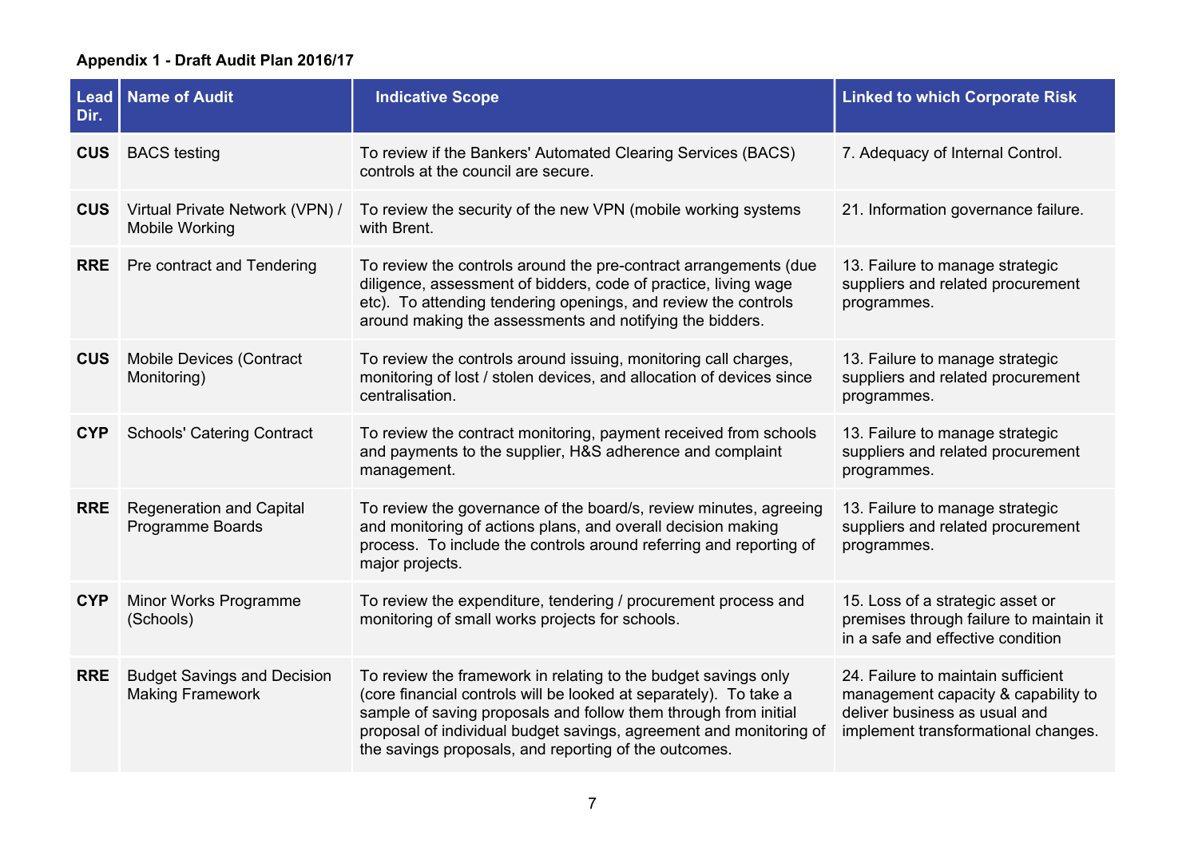**Appendix 1 - Draft Audit Plan 2016/17**

| Lead Dir. | Name of Audit | Indicative Scope | Linked to which Corporate Risk |
|---|---|---|---|
| **CUS** | BACS testing | To review if the Bankers' Automated Clearing Services (BACS) controls at the council are secure. | 7. Adequacy of Internal Control. |
| **CUS** | Virtual Private Network (VPN) / Mobile Working | To review the security of the new VPN (mobile working systems with Brent. | 21. Information governance failure. |
| **RRE** | Pre contract and Tendering | To review the controls around the pre-contract arrangements (due diligence, assessment of bidders, code of practice, living wage etc). To attending tendering openings, and review the controls around making the assessments and notifying the bidders. | 13. Failure to manage strategic suppliers and related procurement programmes. |
| **CUS** | Mobile Devices (Contract Monitoring) | To review the controls around issuing, monitoring call charges, monitoring of lost / stolen devices, and allocation of devices since centralisation. | 13. Failure to manage strategic suppliers and related procurement programmes. |
| **CYP** | Schools' Catering Contract | To review the contract monitoring, payment received from schools and payments to the supplier, H&S adherence and complaint management. | 13. Failure to manage strategic suppliers and related procurement programmes. |
| **RRE** | Regeneration and Capital Programme Boards | To review the governance of the board/s, review minutes, agreeing and monitoring of actions plans, and overall decision making process. To include the controls around referring and reporting of major projects. | 13. Failure to manage strategic suppliers and related procurement programmes. |
| **CYP** | Minor Works Programme (Schools) | To review the expenditure, tendering / procurement process and monitoring of small works projects for schools. | 15. Loss of a strategic asset or premises through failure to maintain it in a safe and effective condition |
| **RRE** | Budget Savings and Decision Making Framework | To review the framework in relating to the budget savings only (core financial controls will be looked at separately). To take a sample of saving proposals and follow them through from initial proposal of individual budget savings, agreement and monitoring of the savings proposals, and reporting of the outcomes. | 24. Failure to maintain sufficient management capacity & capability to deliver business as usual and implement transformational changes. |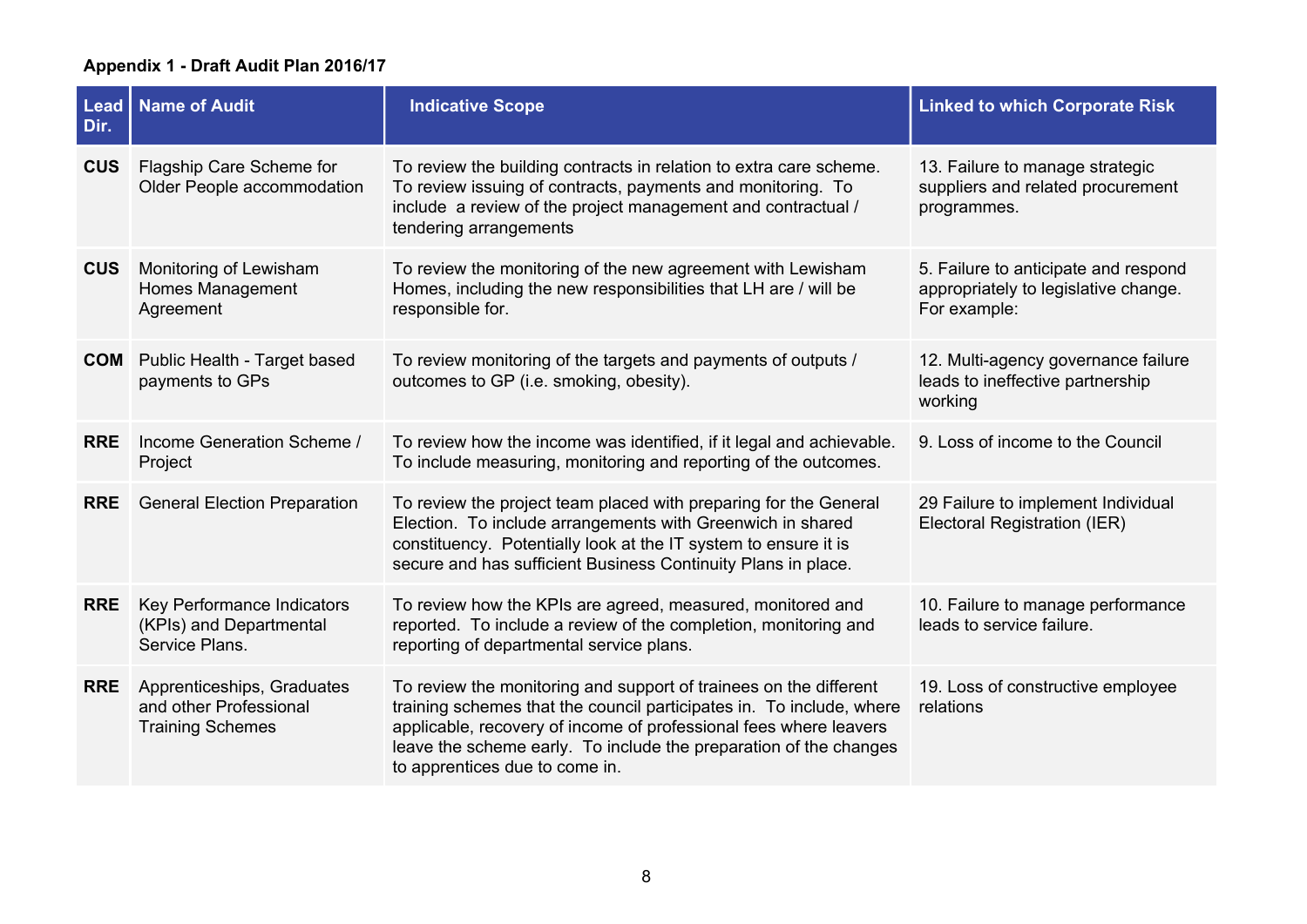**Appendix 1 - Draft Audit Plan 2016/17**

| Lead Dir. | Name of Audit | Indicative Scope | Linked to which Corporate Risk |
|---|---|---|---|
| **CUS** | Flagship Care Scheme for Older People accommodation | To review the building contracts in relation to extra care scheme. To review issuing of contracts, payments and monitoring. To include a review of the project management and contractual / tendering arrangements | 13. Failure to manage strategic suppliers and related procurement programmes. |
| **CUS** | Monitoring of Lewisham Homes Management Agreement | To review the monitoring of the new agreement with Lewisham Homes, including the new responsibilities that LH are / will be responsible for. | 5. Failure to anticipate and respond appropriately to legislative change. For example: |
| **COM** | Public Health - Target based payments to GPs | To review monitoring of the targets and payments of outputs / outcomes to GP (i.e. smoking, obesity). | 12. Multi-agency governance failure leads to ineffective partnership working |
| **RRE** | Income Generation Scheme / Project | To review how the income was identified, if it legal and achievable. To include measuring, monitoring and reporting of the outcomes. | 9. Loss of income to the Council |
| **RRE** | General Election Preparation | To review the project team placed with preparing for the General Election. To include arrangements with Greenwich in shared constituency. Potentially look at the IT system to ensure it is secure and has sufficient Business Continuity Plans in place. | 29 Failure to implement Individual Electoral Registration (IER) |
| **RRE** | Key Performance Indicators (KPIs) and Departmental Service Plans. | To review how the KPIs are agreed, measured, monitored and reported. To include a review of the completion, monitoring and reporting of departmental service plans. | 10. Failure to manage performance leads to service failure. |
| **RRE** | Apprenticeships, Graduates and other Professional Training Schemes | To review the monitoring and support of trainees on the different training schemes that the council participates in. To include, where applicable, recovery of income of professional fees where leavers leave the scheme early. To include the preparation of the changes to apprentices due to come in. | 19. Loss of constructive employee relations |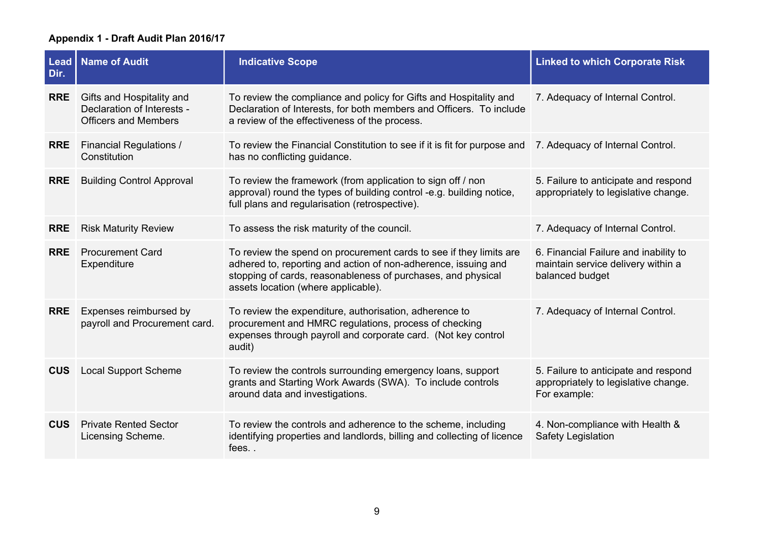**Appendix 1 - Draft Audit Plan 2016/17**

| Lead Dir. | Name of Audit | Indicative Scope | Linked to which Corporate Risk |
|---|---|---|---|
| **RRE** | Gifts and Hospitality and Declaration of Interests - Officers and Members | To review the compliance and policy for Gifts and Hospitality and Declaration of Interests, for both members and Officers. To include a review of the effectiveness of the process. | 7. Adequacy of Internal Control. |
| **RRE** | Financial Regulations / Constitution | To review the Financial Constitution to see if it is fit for purpose and has no conflicting guidance. | 7. Adequacy of Internal Control. |
| **RRE** | Building Control Approval | To review the framework (from application to sign off / non approval) round the types of building control -e.g. building notice, full plans and regularisation (retrospective). | 5. Failure to anticipate and respond appropriately to legislative change. |
| **RRE** | Risk Maturity Review | To assess the risk maturity of the council. | 7. Adequacy of Internal Control. |
| **RRE** | Procurement Card Expenditure | To review the spend on procurement cards to see if they limits are adhered to, reporting and action of non-adherence, issuing and stopping of cards, reasonableness of purchases, and physical assets location (where applicable). | 6. Financial Failure and inability to maintain service delivery within a balanced budget |
| **RRE** | Expenses reimbursed by payroll and Procurement card. | To review the expenditure, authorisation, adherence to procurement and HMRC regulations, process of checking expenses through payroll and corporate card. (Not key control audit) | 7. Adequacy of Internal Control. |
| **CUS** | Local Support Scheme | To review the controls surrounding emergency loans, support grants and Starting Work Awards (SWA). To include controls around data and investigations. | 5. Failure to anticipate and respond appropriately to legislative change. For example: |
| **CUS** | Private Rented Sector Licensing Scheme. | To review the controls and adherence to the scheme, including identifying properties and landlords, billing and collecting of licence fees. . | 4. Non-compliance with Health & Safety Legislation |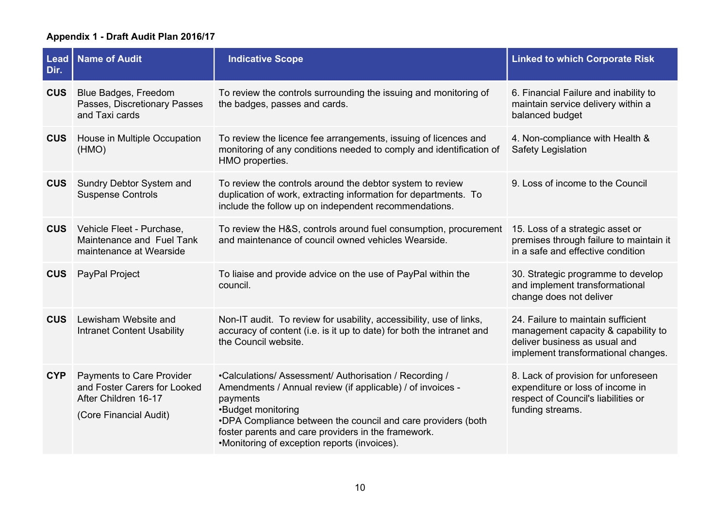**Appendix 1 - Draft Audit Plan 2016/17**

| Lead Dir. | Name of Audit | Indicative Scope | Linked to which Corporate Risk |
|---|---|---|---|
| **CUS** | Blue Badges, Freedom Passes, Discretionary Passes and Taxi cards | To review the controls surrounding the issuing and monitoring of the badges, passes and cards. | 6. Financial Failure and inability to maintain service delivery within a balanced budget |
| **CUS** | House in Multiple Occupation (HMO) | To review the licence fee arrangements, issuing of licences and monitoring of any conditions needed to comply and identification of HMO properties. | 4. Non-compliance with Health & Safety Legislation |
| **CUS** | Sundry Debtor System and Suspense Controls | To review the controls around the debtor system to review duplication of work, extracting information for departments. To include the follow up on independent recommendations. | 9. Loss of income to the Council |
| **CUS** | Vehicle Fleet - Purchase, Maintenance and Fuel Tank maintenance at Wearside | To review the H&S, controls around fuel consumption, procurement and maintenance of council owned vehicles Wearside. | 15. Loss of a strategic asset or premises through failure to maintain it in a safe and effective condition |
| **CUS** | PayPal Project | To liaise and provide advice on the use of PayPal within the council. | 30. Strategic programme to develop and implement transformational change does not deliver |
| **CUS** | Lewisham Website and Intranet Content Usability | Non-IT audit. To review for usability, accessibility, use of links, accuracy of content (i.e. is it up to date) for both the intranet and the Council website. | 24. Failure to maintain sufficient management capacity & capability to deliver business as usual and implement transformational changes. |
| **CYP** | Payments to Care Provider and Foster Carers for Looked After Children 16-17<br><br>(Core Financial Audit) | •Calculations/ Assessment/ Authorisation / Recording / Amendments / Annual review (if applicable) / of invoices - payments<br>•Budget monitoring<br>•DPA Compliance between the council and care providers (both foster parents and care providers in the framework.<br>•Monitoring of exception reports (invoices). | 8. Lack of provision for unforeseen expenditure or loss of income in respect of Council's liabilities or funding streams. |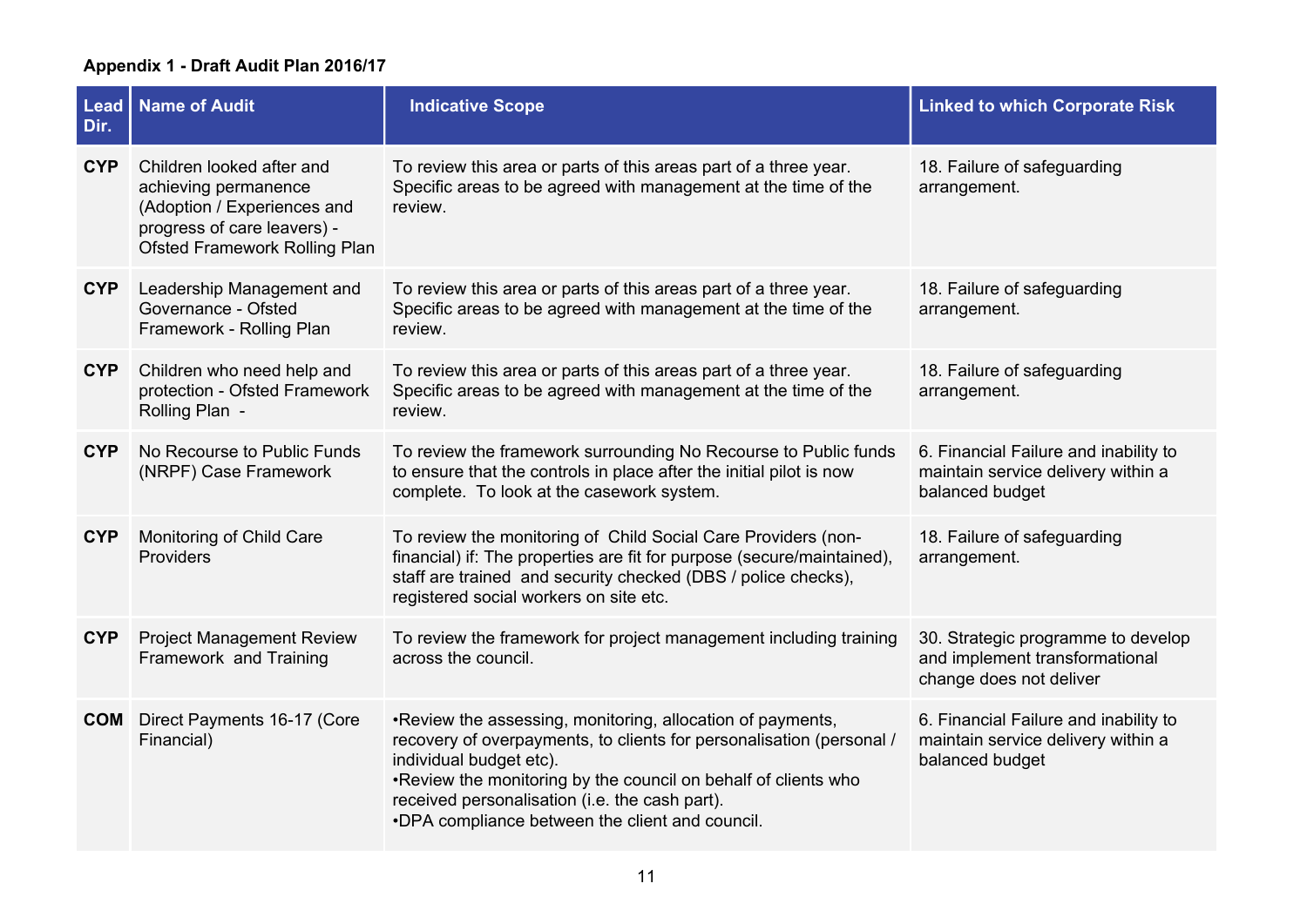**Appendix 1 - Draft Audit Plan 2016/17**

| Lead Dir. | Name of Audit | Indicative Scope | Linked to which Corporate Risk |
|---|---|---|---|
| **CYP** | Children looked after and achieving permanence (Adoption / Experiences and progress of care leavers) - Ofsted Framework Rolling Plan | To review this area or parts of this areas part of a three year. Specific areas to be agreed with management at the time of the review. | 18. Failure of safeguarding arrangement. |
| **CYP** | Leadership Management and Governance - Ofsted Framework - Rolling Plan | To review this area or parts of this areas part of a three year. Specific areas to be agreed with management at the time of the review. | 18. Failure of safeguarding arrangement. |
| **CYP** | Children who need help and protection - Ofsted Framework Rolling Plan - | To review this area or parts of this areas part of a three year. Specific areas to be agreed with management at the time of the review. | 18. Failure of safeguarding arrangement. |
| **CYP** | No Recourse to Public Funds (NRPF) Case Framework | To review the framework surrounding No Recourse to Public funds to ensure that the controls in place after the initial pilot is now complete. To look at the casework system. | 6. Financial Failure and inability to maintain service delivery within a balanced budget |
| **CYP** | Monitoring of Child Care Providers | To review the monitoring of Child Social Care Providers (non-financial) if: The properties are fit for purpose (secure/maintained), staff are trained and security checked (DBS / police checks), registered social workers on site etc. | 18. Failure of safeguarding arrangement. |
| **CYP** | Project Management Review Framework and Training | To review the framework for project management including training across the council. | 30. Strategic programme to develop and implement transformational change does not deliver |
| **COM** | Direct Payments 16-17 (Core Financial) | •Review the assessing, monitoring, allocation of payments, recovery of overpayments, to clients for personalisation (personal / individual budget etc).<br>•Review the monitoring by the council on behalf of clients who received personalisation (i.e. the cash part).<br>•DPA compliance between the client and council. | 6. Financial Failure and inability to maintain service delivery within a balanced budget |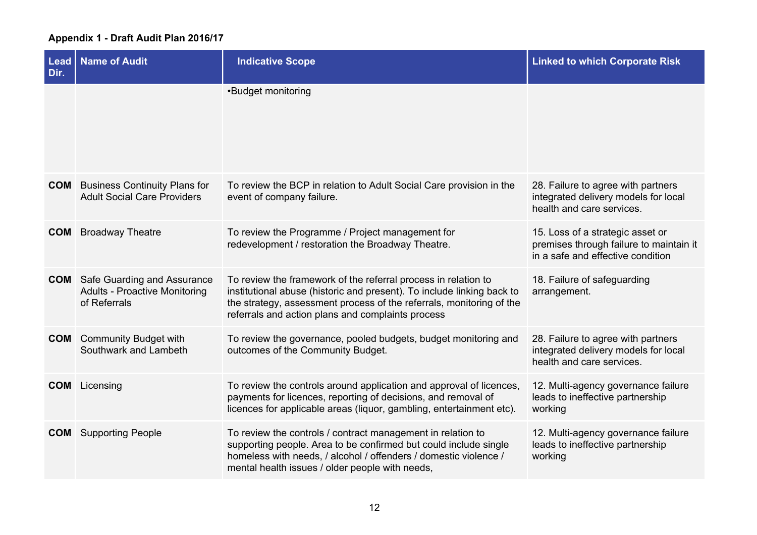**Appendix 1 - Draft Audit Plan 2016/17**

| Lead Dir. | Name of Audit | Indicative Scope | Linked to which Corporate Risk |
|---|---|---|---|
| | | •Budget monitoring | |
| **COM** | Business Continuity Plans for Adult Social Care Providers | To review the BCP in relation to Adult Social Care provision in the event of company failure. | 28. Failure to agree with partners integrated delivery models for local health and care services. |
| **COM** | Broadway Theatre | To review the Programme / Project management for redevelopment / restoration the Broadway Theatre. | 15. Loss of a strategic asset or premises through failure to maintain it in a safe and effective condition |
| **COM** | Safe Guarding and Assurance Adults - Proactive Monitoring of Referrals | To review the framework of the referral process in relation to institutional abuse (historic and present). To include linking back to the strategy, assessment process of the referrals, monitoring of the referrals and action plans and complaints process | 18. Failure of safeguarding arrangement. |
| **COM** | Community Budget with Southwark and Lambeth | To review the governance, pooled budgets, budget monitoring and outcomes of the Community Budget. | 28. Failure to agree with partners integrated delivery models for local health and care services. |
| **COM** | Licensing | To review the controls around application and approval of licences, payments for licences, reporting of decisions, and removal of licences for applicable areas (liquor, gambling, entertainment etc). | 12. Multi-agency governance failure leads to ineffective partnership working |
| **COM** | Supporting People | To review the controls / contract management in relation to supporting people. Area to be confirmed but could include single homeless with needs, / alcohol / offenders / domestic violence / mental health issues / older people with needs, | 12. Multi-agency governance failure leads to ineffective partnership working |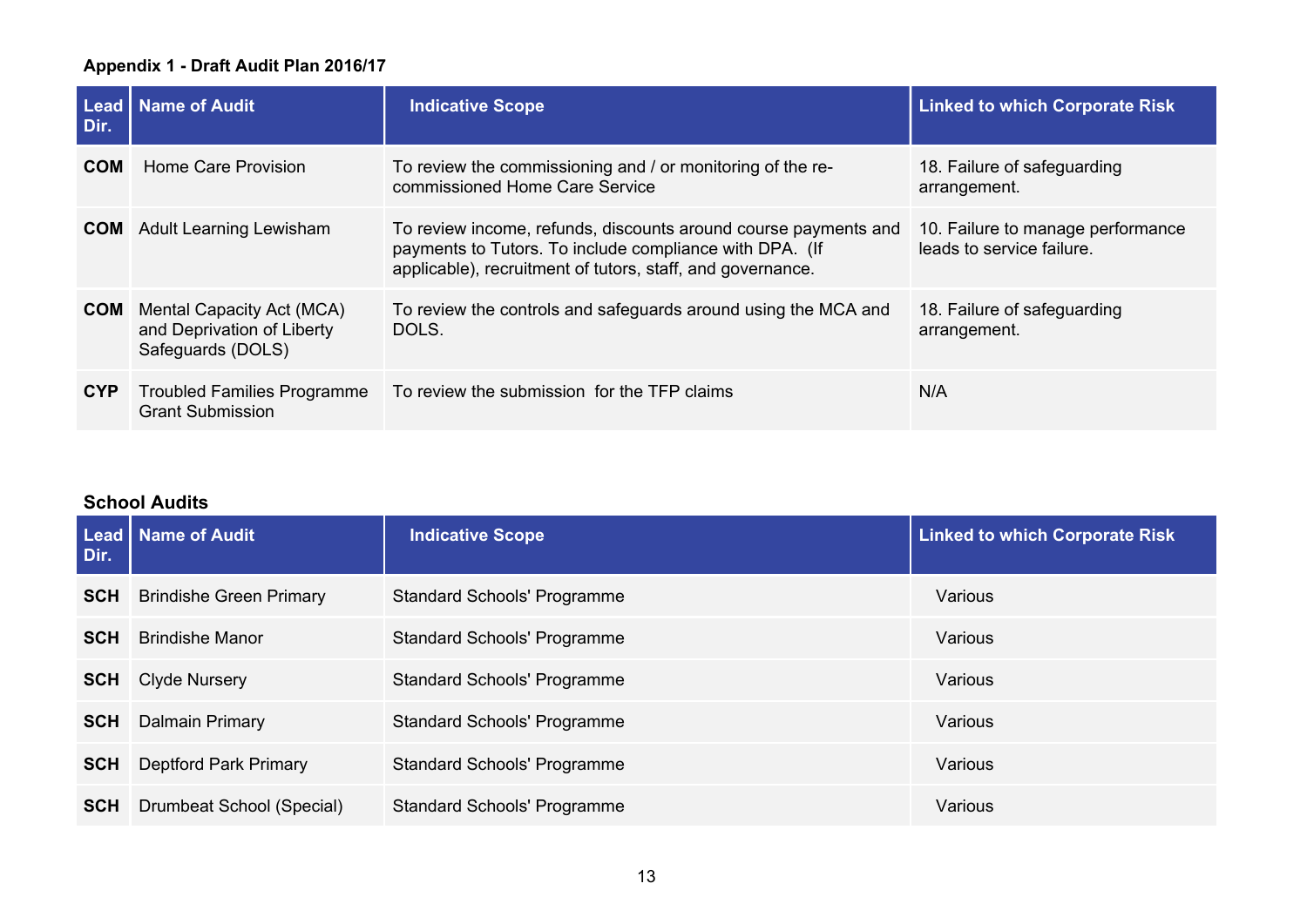**Appendix 1 - Draft Audit Plan 2016/17**

| Lead Dir. | Name of Audit | Indicative Scope | Linked to which Corporate Risk |
|---|---|---|---|
| **COM** | Home Care Provision | To review the commissioning and / or monitoring of the re-commissioned Home Care Service | 18. Failure of safeguarding arrangement. |
| **COM** | Adult Learning Lewisham | To review income, refunds, discounts around course payments and payments to Tutors. To include compliance with DPA. (If applicable), recruitment of tutors, staff, and governance. | 10. Failure to manage performance leads to service failure. |
| **COM** | Mental Capacity Act (MCA) and Deprivation of Liberty Safeguards (DOLS) | To review the controls and safeguards around using the MCA and DOLS. | 18. Failure of safeguarding arrangement. |
| **CYP** | Troubled Families Programme Grant Submission | To review the submission for the TFP claims | N/A |

**School Audits**

| Lead Dir. | Name of Audit | Indicative Scope | Linked to which Corporate Risk |
|---|---|---|---|
| **SCH** | Brindishe Green Primary | Standard Schools' Programme | Various |
| **SCH** | Brindishe Manor | Standard Schools' Programme | Various |
| **SCH** | Clyde Nursery | Standard Schools' Programme | Various |
| **SCH** | Dalmain Primary | Standard Schools' Programme | Various |
| **SCH** | Deptford Park Primary | Standard Schools' Programme | Various |
| **SCH** | Drumbeat School (Special) | Standard Schools' Programme | Various |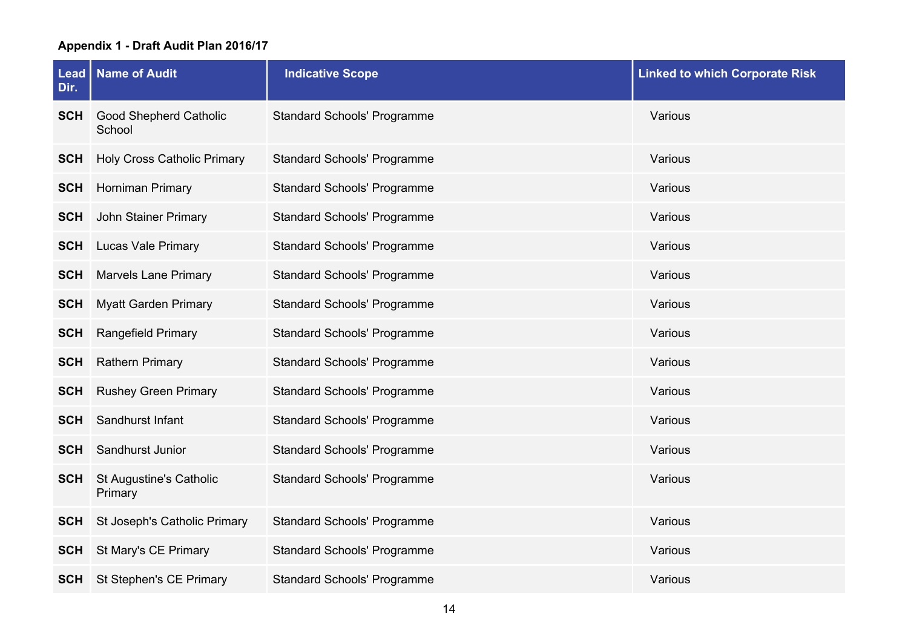**Appendix 1 - Draft Audit Plan 2016/17**

| Lead Dir. | Name of Audit | Indicative Scope | Linked to which Corporate Risk |
|---|---|---|---|
| **SCH** | Good Shepherd Catholic School | Standard Schools' Programme | Various |
| **SCH** | Holy Cross Catholic Primary | Standard Schools' Programme | Various |
| **SCH** | Horniman Primary | Standard Schools' Programme | Various |
| **SCH** | John Stainer Primary | Standard Schools' Programme | Various |
| **SCH** | Lucas Vale Primary | Standard Schools' Programme | Various |
| **SCH** | Marvels Lane Primary | Standard Schools' Programme | Various |
| **SCH** | Myatt Garden Primary | Standard Schools' Programme | Various |
| **SCH** | Rangefield Primary | Standard Schools' Programme | Various |
| **SCH** | Rathern Primary | Standard Schools' Programme | Various |
| **SCH** | Rushey Green Primary | Standard Schools' Programme | Various |
| **SCH** | Sandhurst Infant | Standard Schools' Programme | Various |
| **SCH** | Sandhurst Junior | Standard Schools' Programme | Various |
| **SCH** | St Augustine's Catholic Primary | Standard Schools' Programme | Various |
| **SCH** | St Joseph's Catholic Primary | Standard Schools' Programme | Various |
| **SCH** | St Mary's CE Primary | Standard Schools' Programme | Various |
| **SCH** | St Stephen's CE Primary | Standard Schools' Programme | Various |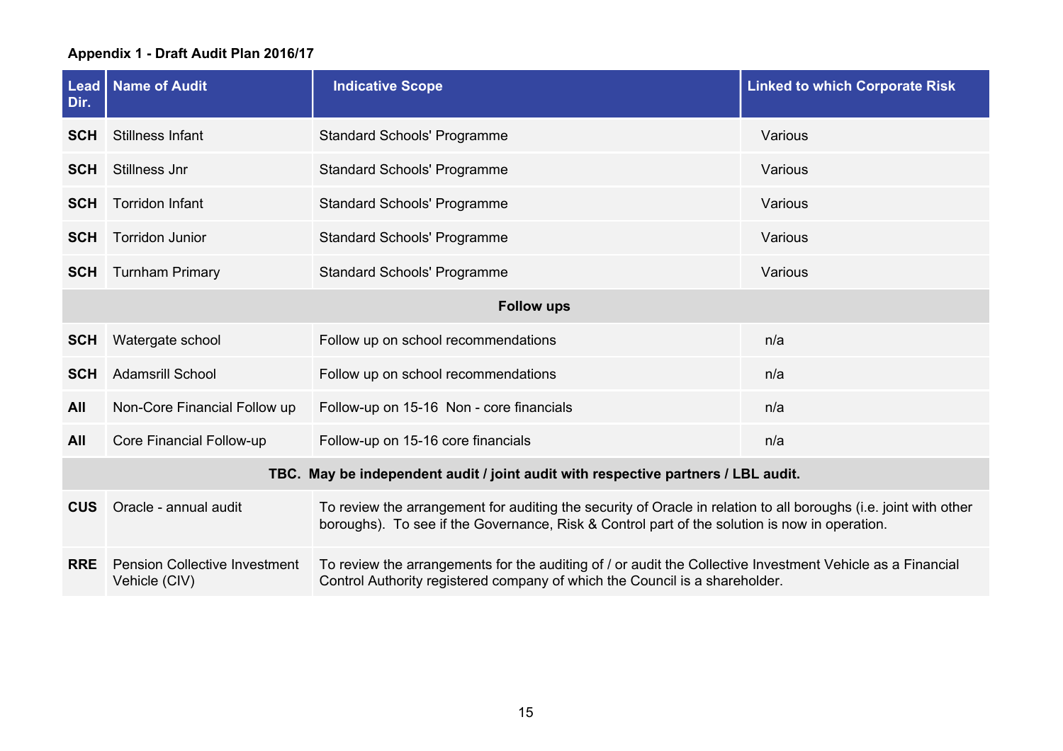**Appendix 1 - Draft Audit Plan 2016/17**

| Lead Dir. | Name of Audit | Indicative Scope | Linked to which Corporate Risk |
|---|---|---|---|
| **SCH** | Stillness Infant | Standard Schools' Programme | Various |
| **SCH** | Stillness Jnr | Standard Schools' Programme | Various |
| **SCH** | Torridon Infant | Standard Schools' Programme | Various |
| **SCH** | Torridon Junior | Standard Schools' Programme | Various |
| **SCH** | Turnham Primary | Standard Schools' Programme | Various |
| | | **Follow ups** | |
| **SCH** | Watergate school | Follow up on school recommendations | n/a |
| **SCH** | Adamsrill School | Follow up on school recommendations | n/a |
| **All** | Non-Core Financial Follow up | Follow-up on 15-16 Non - core financials | n/a |
| **All** | Core Financial Follow-up | Follow-up on 15-16 core financials | n/a |
| | | **TBC. May be independent audit / joint audit with respective partners / LBL audit.** | |
| **CUS** | Oracle - annual audit | To review the arrangement for auditing the security of Oracle in relation to all boroughs (i.e. joint with other boroughs). To see if the Governance, Risk & Control part of the solution is now in operation. | |
| **RRE** | Pension Collective Investment Vehicle (CIV) | To review the arrangements for the auditing of / or audit the Collective Investment Vehicle as a Financial Control Authority registered company of which the Council is a shareholder. | |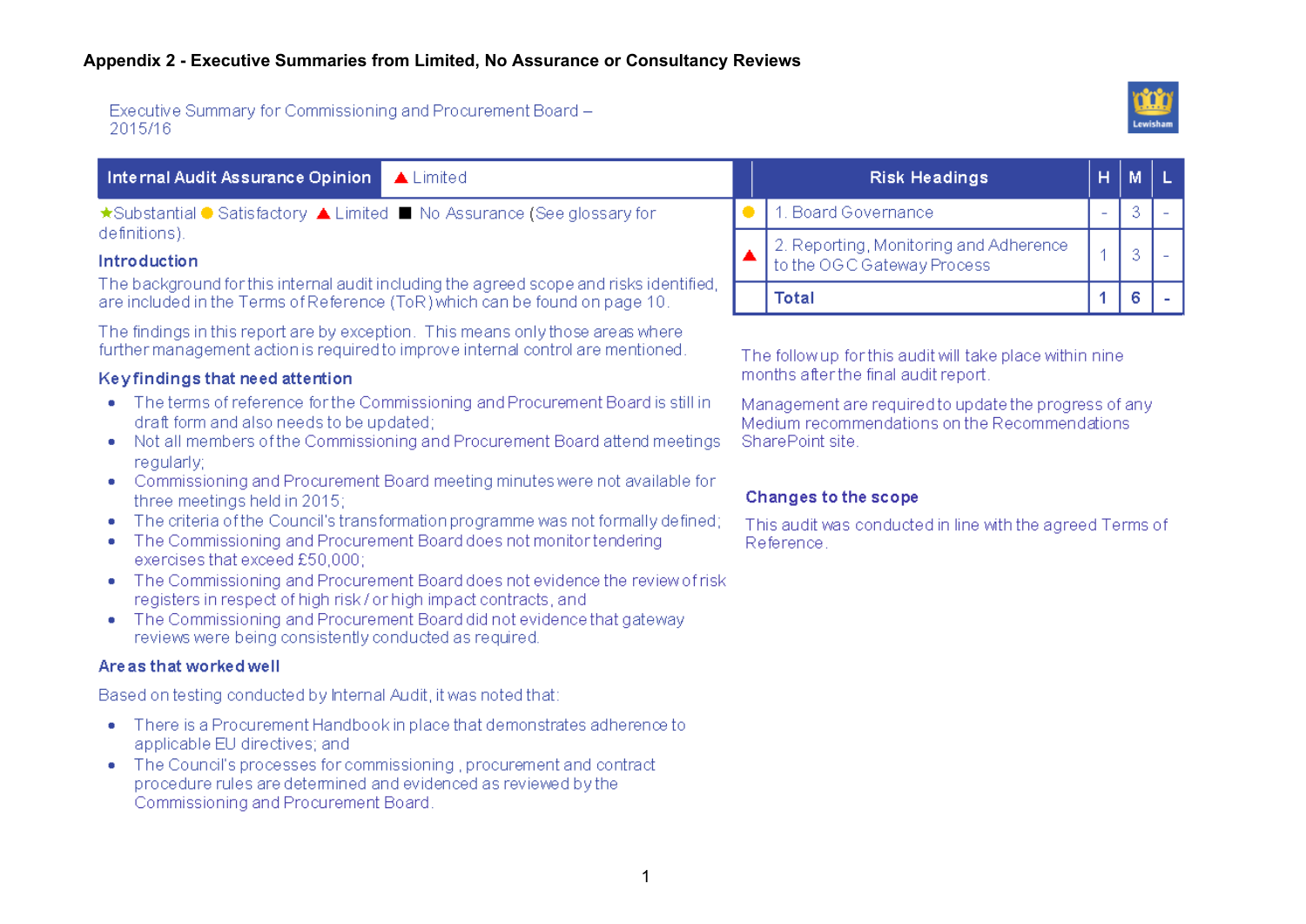# Appendix 2 - Executive Summaries from Limited, No Assurance or Consultancy Reviews

## Executive Summary for Commissioning and Procurement Board – 2015/16

| Internal Audit Assurance Opinion | ▲ Limited |
|---|---|

★Substantial ● Satisfactory ▲ Limited ■ No Assurance (See glossary for definitions).

| | Risk Headings | H | M | L |
|---|---|---|---|---|
| ● | 1. Board Governance | - | 3 | - |
| ▲ | 2. Reporting, Monitoring and Adherence to the OGC Gateway Process | 1 | 3 | - |
| | **Total** | **1** | **6** | **-** |

The follow up for this audit will take place within nine months after the final audit report.

Management are required to update the progress of any Medium recommendations on the Recommendations SharePoint site.

### Introduction

The background for this internal audit including the agreed scope and risks identified, are included in the Terms of Reference (ToR) which can be found on page 10.

The findings in this report are by exception. This means only those areas where further management action is required to improve internal control are mentioned.

### Key findings that need attention

- The terms of reference for the Commissioning and Procurement Board is still in draft form and also needs to be updated;
- Not all members of the Commissioning and Procurement Board attend meetings regularly;
- Commissioning and Procurement Board meeting minutes were not available for three meetings held in 2015;
- The criteria of the Council's transformation programme was not formally defined;
- The Commissioning and Procurement Board does not monitor tendering exercises that exceed £50,000;
- The Commissioning and Procurement Board does not evidence the review of risk registers in respect of high risk / or high impact contracts, and
- The Commissioning and Procurement Board did not evidence that gateway reviews were being consistently conducted as required.

### Areas that worked well

Based on testing conducted by Internal Audit, it was noted that:

- There is a Procurement Handbook in place that demonstrates adherence to applicable EU directives; and
- The Council's processes for commissioning , procurement and contract procedure rules are determined and evidenced as reviewed by the Commissioning and Procurement Board.

### Changes to the scope

This audit was conducted in line with the agreed Terms of Reference.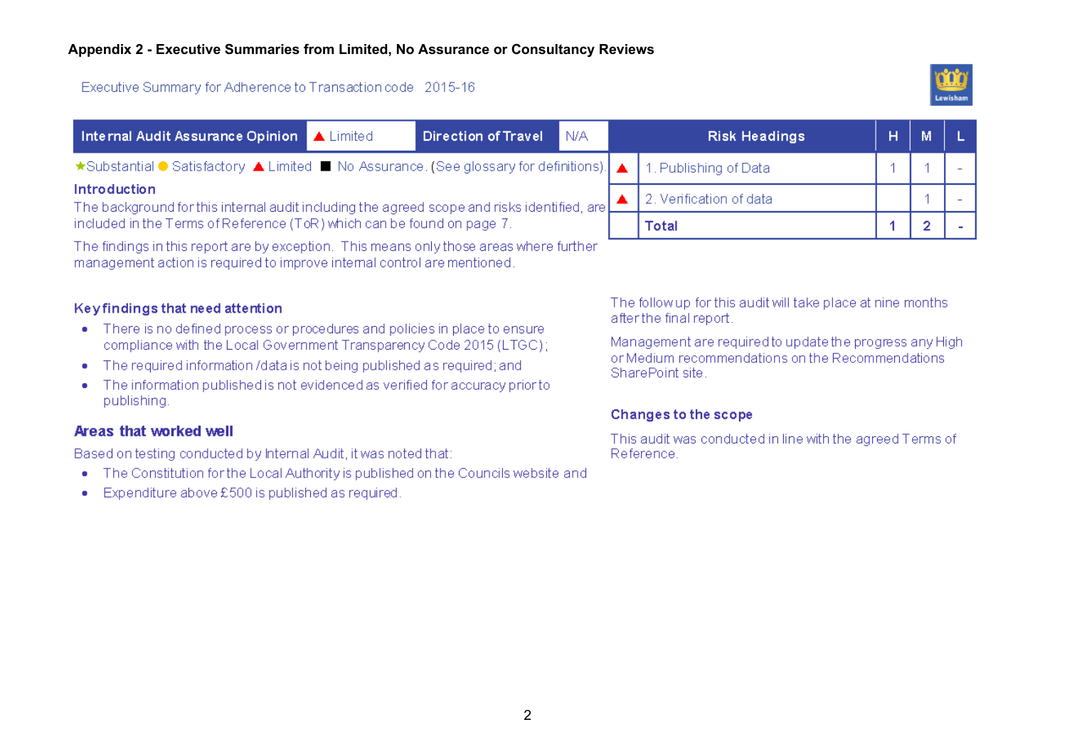## Appendix 2 - Executive Summaries from Limited, No Assurance or Consultancy Reviews

Executive Summary for Adherence to Transaction code 2015-16

| Internal Audit Assurance Opinion | ▲ Limited | Direction of Travel | N/A |
|---|---|---|---|

★Substantial ● Satisfactory ▲ Limited ■ No Assurance. (See glossary for definitions).

| | Risk Headings | H | M | L |
|---|---|---|---|---|
| ▲ | 1. Publishing of Data | 1 | 1 | - |
| ▲ | 2. Verification of data | | 1 | - |
| | **Total** | **1** | **2** | **-** |

### Introduction

The background for this internal audit including the agreed scope and risks identified, are included in the Terms of Reference (ToR) which can be found on page 7.

The findings in this report are by exception. This means only those areas where further management action is required to improve internal control are mentioned.

### Key findings that need attention

- There is no defined process or procedures and policies in place to ensure compliance with the Local Government Transparency Code 2015 (LTGC);
- The required information /data is not being published as required; and
- The information published is not evidenced as verified for accuracy prior to publishing.

### Areas that worked well

Based on testing conducted by Internal Audit, it was noted that:

- The Constitution for the Local Authority is published on the Councils website and
- Expenditure above £500 is published as required.

The follow up for this audit will take place at nine months after the final report.

Management are required to update the progress any High or Medium recommendations on the Recommendations SharePoint site.

### Changes to the scope

This audit was conducted in line with the agreed Terms of Reference.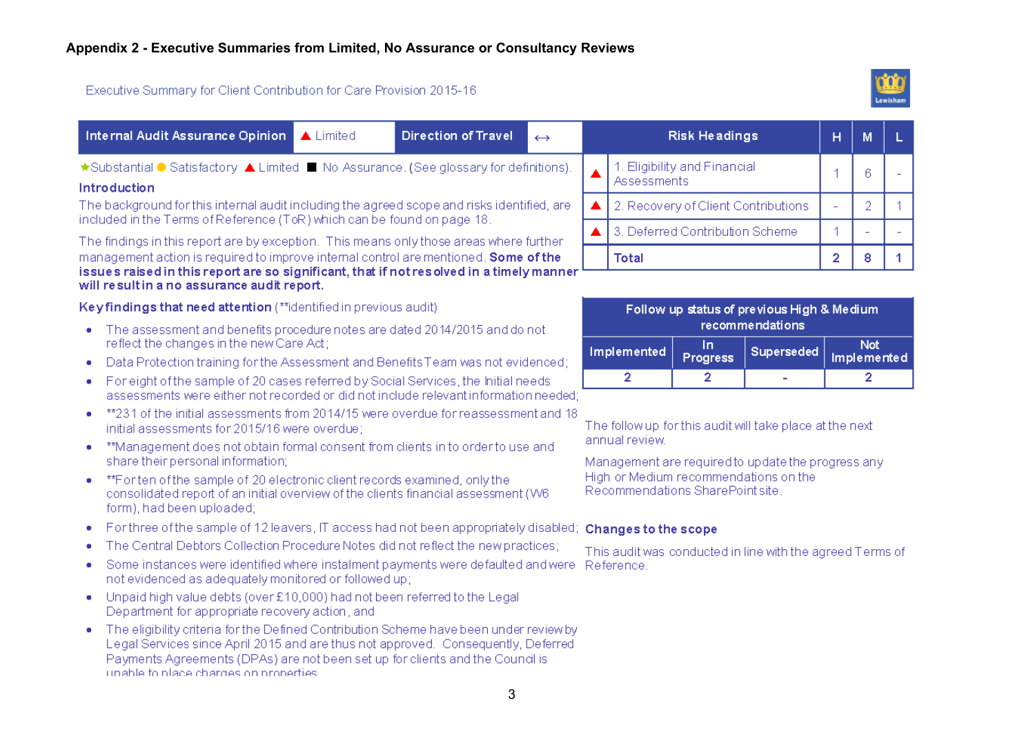## Appendix 2 - Executive Summaries from Limited, No Assurance or Consultancy Reviews

Executive Summary for Client Contribution for Care Provision 2015-16

| Internal Audit Assurance Opinion | ▲ Limited | Direction of Travel | ↔ |
|---|---|---|---|

★Substantial ● Satisfactory ▲ Limited ■ No Assurance. (See glossary for definitions).

**Introduction**

The background for this internal audit including the agreed scope and risks identified, are included in the Terms of Reference (ToR) which can be found on page 18.

The findings in this report are by exception. This means only those areas where further management action is required to improve internal control are mentioned. **Some of the issues raised in this report are so significant, that if not resolved in a timely manner will result in a no assurance audit report.**

**Key findings that need attention** (**identified in previous audit)

- The assessment and benefits procedure notes are dated 2014/2015 and do not reflect the changes in the new Care Act;
- Data Protection training for the Assessment and Benefits Team was not evidenced;
- For eight of the sample of 20 cases referred by Social Services, the Initial needs assessments were either not recorded or did not include relevant information needed;
- **231 of the initial assessments from 2014/15 were overdue for reassessment and 18 initial assessments for 2015/16 were overdue;
- **Management does not obtain formal consent from clients in to order to use and share their personal information;
- **For ten of the sample of 20 electronic client records examined, only the consolidated report of an initial overview of the clients financial assessment (W6 form), had been uploaded;
- For three of the sample of 12 leavers, IT access had not been appropriately disabled;
- The Central Debtors Collection Procedure Notes did not reflect the new practices;
- Some instances were identified where instalment payments were defaulted and were not evidenced as adequately monitored or followed up;
- Unpaid high value debts (over £10,000) had not been referred to the Legal Department for appropriate recovery action, and
- The eligibility criteria for the Defined Contribution Scheme have been under review by Legal Services since April 2015 and are thus not approved. Consequently, Deferred Payments Agreements (DPAs) are not been set up for clients and the Council is unable to place charges on properties.

| | Risk Headings | H | M | L |
|---|---|---|---|---|
| ▲ | 1. Eligibility and Financial Assessments | 1 | 6 | - |
| ▲ | 2. Recovery of Client Contributions | - | 2 | 1 |
| ▲ | 3. Deferred Contribution Scheme | 1 | - | - |
| | **Total** | **2** | **8** | **1** |

| Follow up status of previous High & Medium recommendations | | | |
|---|---|---|---|
| Implemented | In Progress | Superseded | Not Implemented |
| 2 | 2 | - | 2 |

The follow up for this audit will take place at the next annual review.

Management are required to update the progress any High or Medium recommendations on the Recommendations SharePoint site.

**Changes to the scope**

This audit was conducted in line with the agreed Terms of Reference.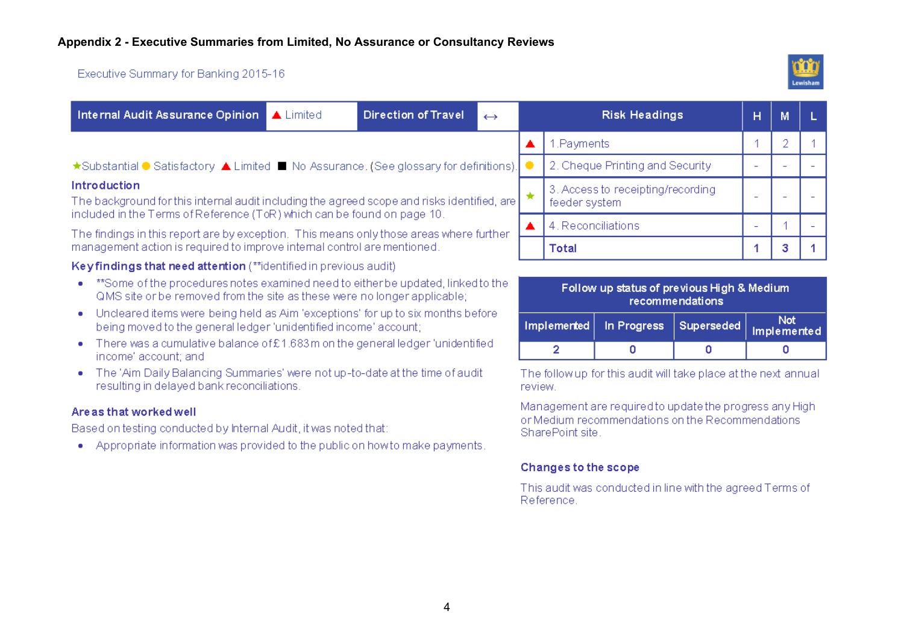## Appendix 2 - Executive Summaries from Limited, No Assurance or Consultancy Reviews

Executive Summary for Banking 2015-16

| Internal Audit Assurance Opinion | ▲ Limited | Direction of Travel | ↔ |
|---|---|---|---|

★Substantial ● Satisfactory ▲ Limited ■ No Assurance. (See glossary for definitions).

### Introduction

The background for this internal audit including the agreed scope and risks identified, are included in the Terms of Reference (ToR) which can be found on page 10.

The findings in this report are by exception. This means only those areas where further management action is required to improve internal control are mentioned.

### Key findings that need attention (**identified in previous audit)

- **Some of the procedures notes examined need to either be updated, linked to the QMS site or be removed from the site as these were no longer applicable;
- Uncleared items were being held as Aim 'exceptions' for up to six months before being moved to the general ledger 'unidentified income' account;
- There was a cumulative balance of £1.683m on the general ledger 'unidentified income' account; and
- The 'Aim Daily Balancing Summaries' were not up-to-date at the time of audit resulting in delayed bank reconciliations.

### Areas that worked well

Based on testing conducted by Internal Audit, it was noted that:

- Appropriate information was provided to the public on how to make payments.

| | Risk Headings | H | M | L |
|---|---|---|---|---|
| ▲ | 1. Payments | 1 | 2 | 1 |
| ● | 2. Cheque Printing and Security | - | - | - |
| ★ | 3. Access to receipting/recording feeder system | - | - | - |
| ▲ | 4. Reconciliations | - | 1 | - |
| | **Total** | **1** | **3** | **1** |

| Follow up status of previous High & Medium recommendations | | | |
|---|---|---|---|
| Implemented | In Progress | Superseded | Not Implemented |
| 2 | 0 | 0 | 0 |

The follow up for this audit will take place at the next annual review.

Management are required to update the progress any High or Medium recommendations on the Recommendations SharePoint site.

### Changes to the scope

This audit was conducted in line with the agreed Terms of Reference.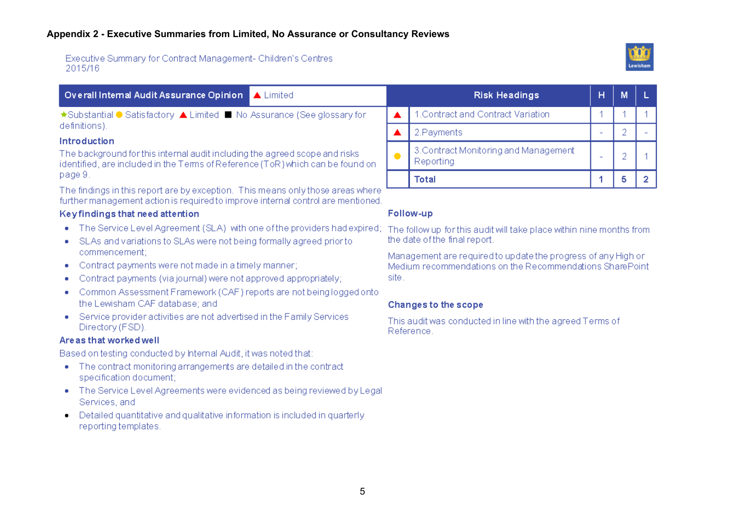## Appendix 2 - Executive Summaries from Limited, No Assurance or Consultancy Reviews

Executive Summary for Contract Management- Children's Centres 2015/16

| Overall Internal Audit Assurance Opinion | ▲ Limited |
|---|---|

★Substantial ● Satisfactory ▲ Limited ■ No Assurance (See glossary for definitions).

| | Risk Headings | H | M | L |
|---|---|---|---|---|
| ▲ | 1. Contract and Contract Variation | 1 | 1 | 1 |
| ▲ | 2. Payments | - | 2 | - |
| ● | 3. Contract Monitoring and Management Reporting | - | 2 | 1 |
| | **Total** | **1** | **5** | **2** |

### Introduction

The background for this internal audit including the agreed scope and risks identified, are included in the Terms of Reference (ToR) which can be found on page 9.

The findings in this report are by exception. This means only those areas where further management action is required to improve internal control are mentioned.

### Key findings that need attention

- The Service Level Agreement (SLA) with one of the providers had expired;
- SLAs and variations to SLAs were not being formally agreed prior to commencement;
- Contract payments were not made in a timely manner;
- Contract payments (via journal) were not approved appropriately;
- Common Assessment Framework (CAF) reports are not being logged onto the Lewisham CAF database; and
- Service provider activities are not advertised in the Family Services Directory (FSD).

### Areas that worked well

Based on testing conducted by Internal Audit, it was noted that:

- The contract monitoring arrangements are detailed in the contract specification document;
- The Service Level Agreements were evidenced as being reviewed by Legal Services, and
- Detailed quantitative and qualitative information is included in quarterly reporting templates.

### Follow-up

The follow up for this audit will take place within nine months from the date of the final report.

Management are required to update the progress of any High or Medium recommendations on the Recommendations SharePoint site.

### Changes to the scope

This audit was conducted in line with the agreed Terms of Reference.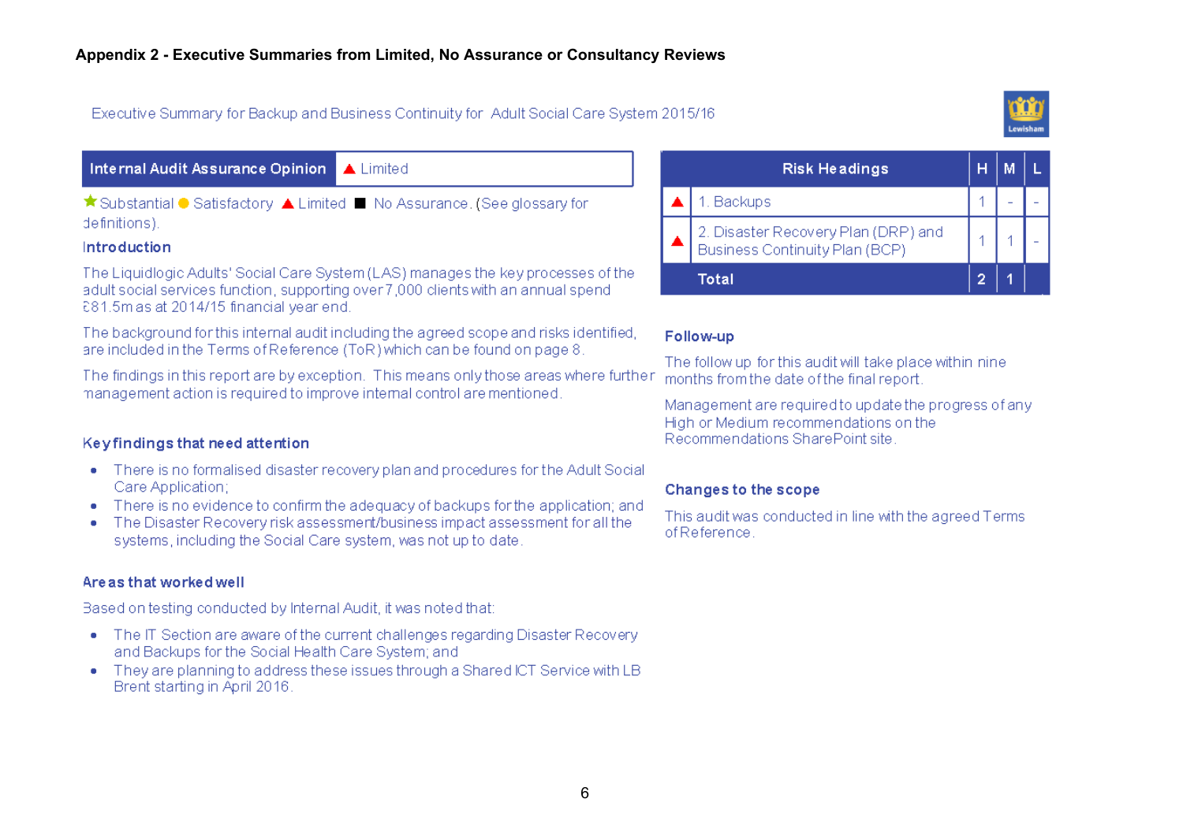**Appendix 2 - Executive Summaries from Limited, No Assurance or Consultancy Reviews**

Executive Summary for Backup and Business Continuity for Adult Social Care System 2015/16

| Internal Audit Assurance Opinion | ▲ Limited |
|---|---|

★ Substantial ● Satisfactory ▲ Limited ■ No Assurance. (See glossary for definitions).

### Introduction

The Liquidlogic Adults' Social Care System (LAS) manages the key processes of the adult social services function, supporting over 7,000 clients with an annual spend £81.5m as at 2014/15 financial year end.

The background for this internal audit including the agreed scope and risks identified, are included in the Terms of Reference (ToR) which can be found on page 8.

The findings in this report are by exception. This means only those areas where further management action is required to improve internal control are mentioned.

### Key findings that need attention

- There is no formalised disaster recovery plan and procedures for the Adult Social Care Application;
- There is no evidence to confirm the adequacy of backups for the application; and
- The Disaster Recovery risk assessment/business impact assessment for all the systems, including the Social Care system, was not up to date.

### Areas that worked well

Based on testing conducted by Internal Audit, it was noted that:

- The IT Section are aware of the current challenges regarding Disaster Recovery and Backups for the Social Health Care System; and
- They are planning to address these issues through a Shared ICT Service with LB Brent starting in April 2016.

| | Risk Headings | H | M | L |
|---|---|---|---|---|
| ▲ | 1. Backups | 1 | - | - |
| ▲ | 2. Disaster Recovery Plan (DRP) and Business Continuity Plan (BCP) | 1 | 1 | - |
| | **Total** | **2** | **1** | |

### Follow-up

The follow up for this audit will take place within nine months from the date of the final report.

Management are required to update the progress of any High or Medium recommendations on the Recommendations SharePoint site.

### Changes to the scope

This audit was conducted in line with the agreed Terms of Reference.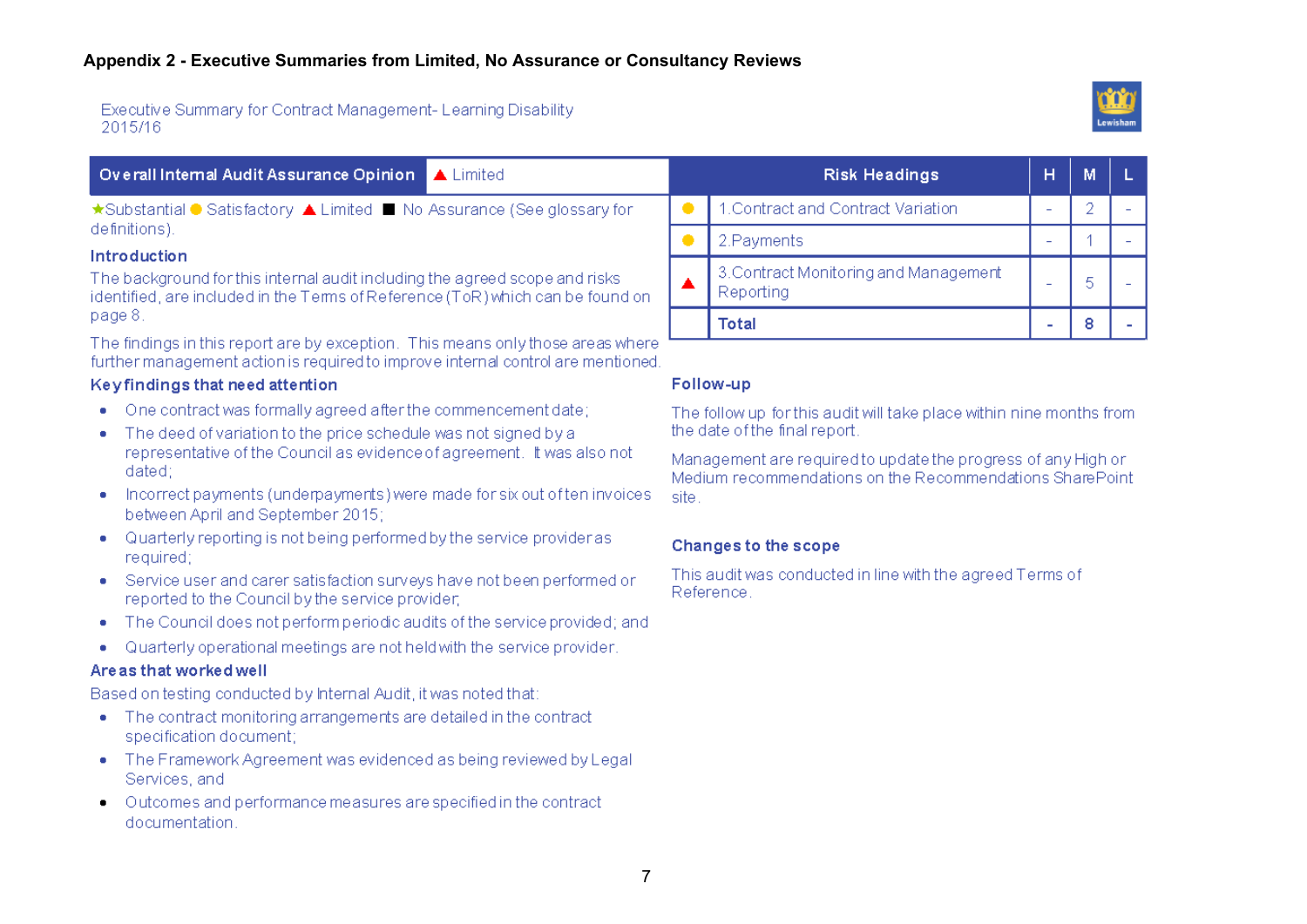**Appendix 2 - Executive Summaries from Limited, No Assurance or Consultancy Reviews**

Executive Summary for Contract Management- Learning Disability
2015/16

| Overall Internal Audit Assurance Opinion | ▲ Limited |
|---|---|

★Substantial ● Satisfactory ▲ Limited ■ No Assurance (See glossary for definitions).

| | Risk Headings | H | M | L |
|---|---|---|---|---|
| ● | 1.Contract and Contract Variation | - | 2 | - |
| ● | 2.Payments | - | 1 | - |
| ▲ | 3.Contract Monitoring and Management Reporting | - | 5 | - |
| | **Total** | **-** | **8** | **-** |

### Introduction

The background for this internal audit including the agreed scope and risks identified, are included in the Terms of Reference (ToR) which can be found on page 8.

The findings in this report are by exception. This means only those areas where further management action is required to improve internal control are mentioned.

### Key findings that need attention

- One contract was formally agreed after the commencement date;
- The deed of variation to the price schedule was not signed by a representative of the Council as evidence of agreement. It was also not dated;
- Incorrect payments (underpayments) were made for six out of ten invoices between April and September 2015;
- Quarterly reporting is not being performed by the service provider as required;
- Service user and carer satisfaction surveys have not been performed or reported to the Council by the service provider;
- The Council does not perform periodic audits of the service provided; and
- Quarterly operational meetings are not held with the service provider.

### Areas that worked well

Based on testing conducted by Internal Audit, it was noted that:

- The contract monitoring arrangements are detailed in the contract specification document;
- The Framework Agreement was evidenced as being reviewed by Legal Services, and
- Outcomes and performance measures are specified in the contract documentation.

### Follow-up

The follow up for this audit will take place within nine months from the date of the final report.

Management are required to update the progress of any High or Medium recommendations on the Recommendations SharePoint site.

### Changes to the scope

This audit was conducted in line with the agreed Terms of Reference.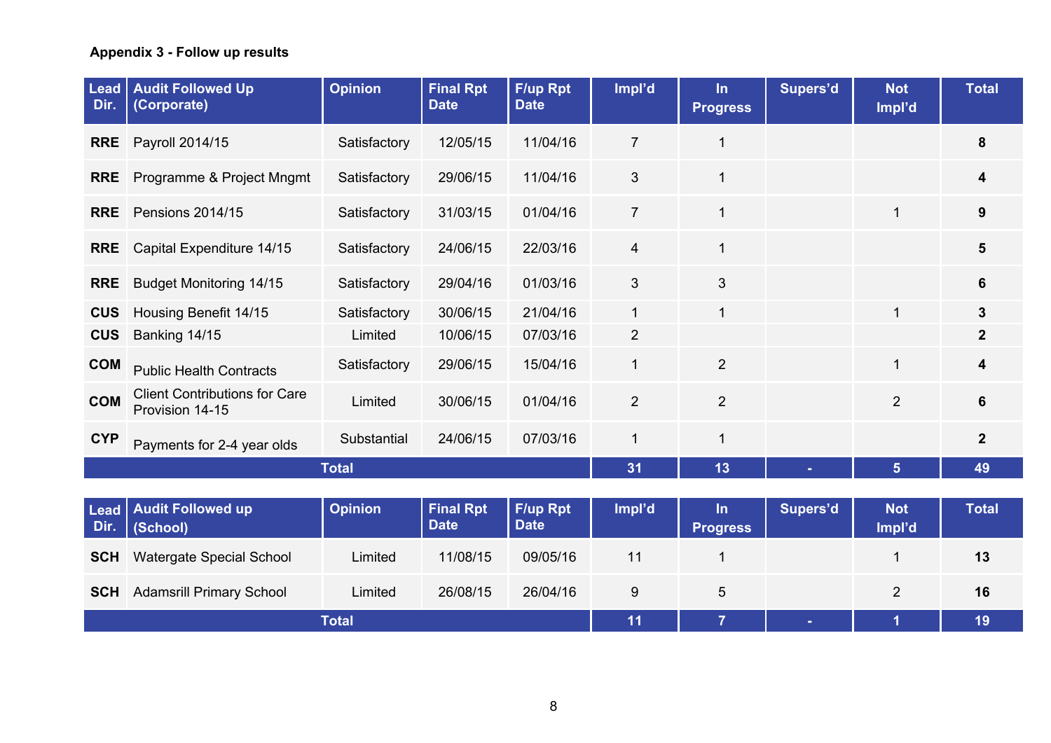**Appendix 3 - Follow up results**

| Lead Dir. | Audit Followed Up (Corporate) | Opinion | Final Rpt Date | F/up Rpt Date | Impl'd | In Progress | Supers'd | Not Impl'd | Total |
|---|---|---|---|---|---|---|---|---|---|
| **RRE** | Payroll 2014/15 | Satisfactory | 12/05/15 | 11/04/16 | 7 | 1 | | | **8** |
| **RRE** | Programme & Project Mngmt | Satisfactory | 29/06/15 | 11/04/16 | 3 | 1 | | | **4** |
| **RRE** | Pensions 2014/15 | Satisfactory | 31/03/15 | 01/04/16 | 7 | 1 | | 1 | **9** |
| **RRE** | Capital Expenditure 14/15 | Satisfactory | 24/06/15 | 22/03/16 | 4 | 1 | | | **5** |
| **RRE** | Budget Monitoring 14/15 | Satisfactory | 29/04/16 | 01/03/16 | 3 | 3 | | | **6** |
| **CUS** | Housing Benefit 14/15 | Satisfactory | 30/06/15 | 21/04/16 | 1 | 1 | | 1 | **3** |
| **CUS** | Banking 14/15 | Limited | 10/06/15 | 07/03/16 | 2 | | | | **2** |
| **COM** | Public Health Contracts | Satisfactory | 29/06/15 | 15/04/16 | 1 | 2 | | 1 | **4** |
| **COM** | Client Contributions for Care Provision 14-15 | Limited | 30/06/15 | 01/04/16 | 2 | 2 | | 2 | **6** |
| **CYP** | Payments for 2-4 year olds | Substantial | 24/06/15 | 07/03/16 | 1 | 1 | | | **2** |
| | **Total** | | | | **31** | **13** | **-** | **5** | **49** |

| Lead Dir. | Audit Followed up (School) | Opinion | Final Rpt Date | F/up Rpt Date | Impl'd | In Progress | Supers'd | Not Impl'd | Total |
|---|---|---|---|---|---|---|---|---|---|
| **SCH** | Watergate Special School | Limited | 11/08/15 | 09/05/16 | 11 | 1 | | 1 | **13** |
| **SCH** | Adamsrill Primary School | Limited | 26/08/15 | 26/04/16 | 9 | 5 | | 2 | **16** |
| | **Total** | | | | **11** | **7** | **-** | **1** | **19** |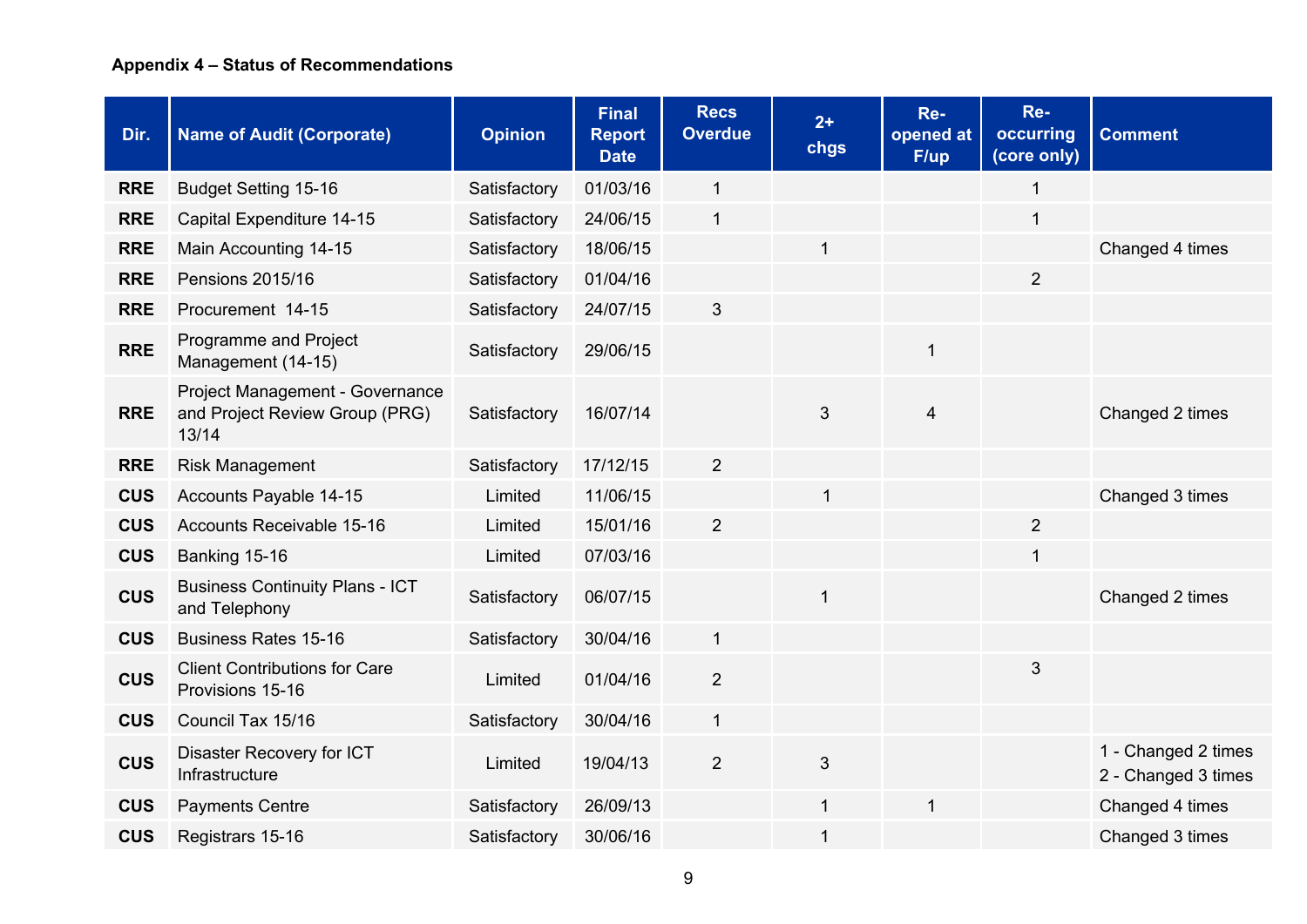**Appendix 4 – Status of Recommendations**

| Dir. | Name of Audit (Corporate) | Opinion | Final Report Date | Recs Overdue | 2+ chgs | Re-opened at F/up | Re-occurring (core only) | Comment |
|---|---|---|---|---|---|---|---|---|
| RRE | Budget Setting 15-16 | Satisfactory | 01/03/16 | 1 | | | 1 | |
| RRE | Capital Expenditure 14-15 | Satisfactory | 24/06/15 | 1 | | | 1 | |
| RRE | Main Accounting 14-15 | Satisfactory | 18/06/15 | | 1 | | | Changed 4 times |
| RRE | Pensions 2015/16 | Satisfactory | 01/04/16 | | | | 2 | |
| RRE | Procurement 14-15 | Satisfactory | 24/07/15 | 3 | | | | |
| RRE | Programme and Project Management (14-15) | Satisfactory | 29/06/15 | | | 1 | | |
| RRE | Project Management - Governance and Project Review Group (PRG) 13/14 | Satisfactory | 16/07/14 | | 3 | 4 | | Changed 2 times |
| RRE | Risk Management | Satisfactory | 17/12/15 | 2 | | | | |
| CUS | Accounts Payable 14-15 | Limited | 11/06/15 | | 1 | | | Changed 3 times |
| CUS | Accounts Receivable 15-16 | Limited | 15/01/16 | 2 | | | 2 | |
| CUS | Banking 15-16 | Limited | 07/03/16 | | | | 1 | |
| CUS | Business Continuity Plans - ICT and Telephony | Satisfactory | 06/07/15 | | 1 | | | Changed 2 times |
| CUS | Business Rates 15-16 | Satisfactory | 30/04/16 | 1 | | | | |
| CUS | Client Contributions for Care Provisions 15-16 | Limited | 01/04/16 | 2 | | | 3 | |
| CUS | Council Tax 15/16 | Satisfactory | 30/04/16 | 1 | | | | |
| CUS | Disaster Recovery for ICT Infrastructure | Limited | 19/04/13 | 2 | 3 | | | 1 - Changed 2 times<br>2 - Changed 3 times |
| CUS | Payments Centre | Satisfactory | 26/09/13 | | 1 | 1 | | Changed 4 times |
| CUS | Registrars 15-16 | Satisfactory | 30/06/16 | | 1 | | | Changed 3 times |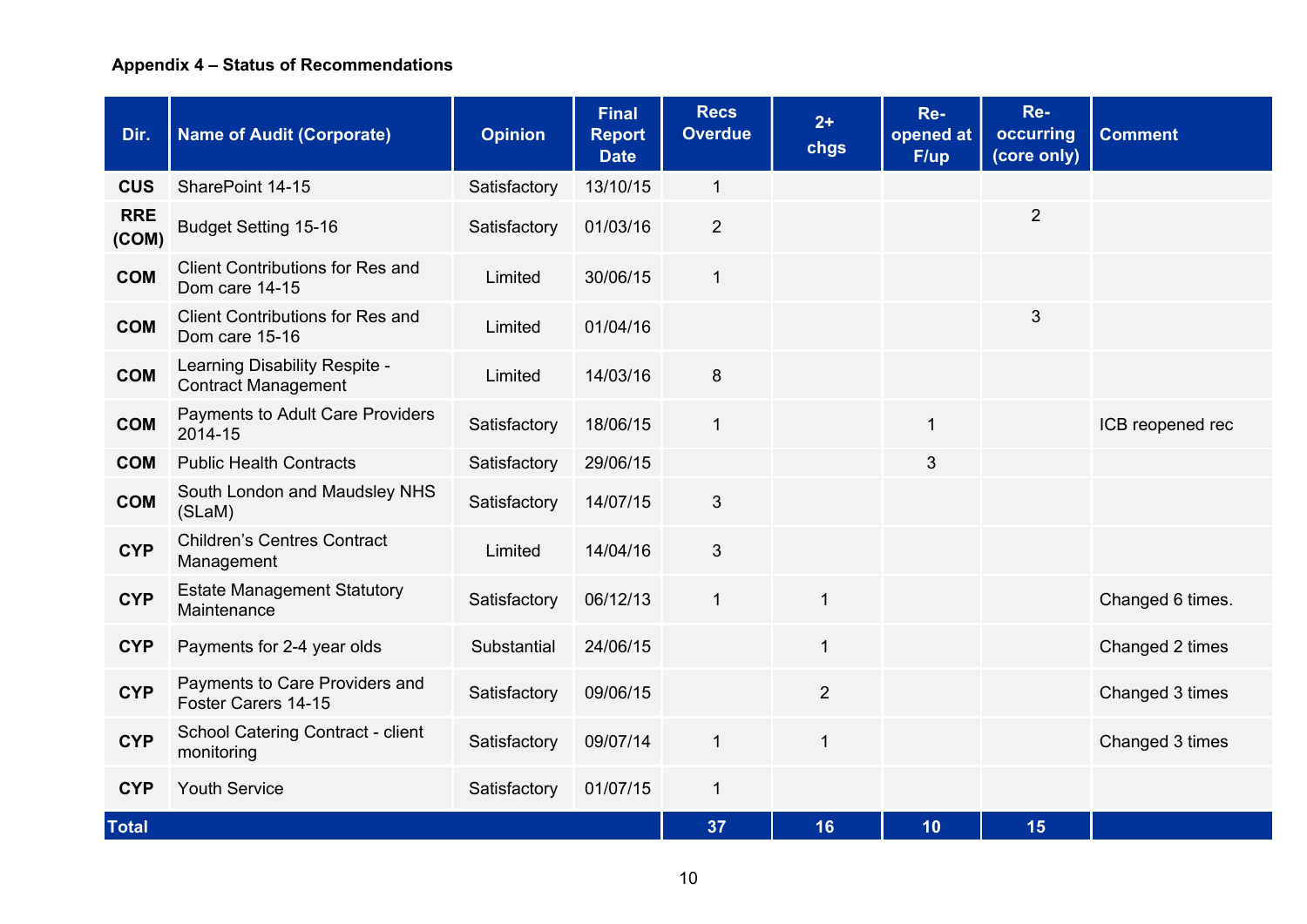**Appendix 4 – Status of Recommendations**

| Dir. | Name of Audit (Corporate) | Opinion | Final Report Date | Recs Overdue | 2+ chgs | Re-opened at F/up | Re-occurring (core only) | Comment |
|---|---|---|---|---|---|---|---|---|
| CUS | SharePoint 14-15 | Satisfactory | 13/10/15 | 1 | | | | |
| RRE (COM) | Budget Setting 15-16 | Satisfactory | 01/03/16 | 2 | | | 2 | |
| COM | Client Contributions for Res and Dom care 14-15 | Limited | 30/06/15 | 1 | | | | |
| COM | Client Contributions for Res and Dom care 15-16 | Limited | 01/04/16 | | | | 3 | |
| COM | Learning Disability Respite - Contract Management | Limited | 14/03/16 | 8 | | | | |
| COM | Payments to Adult Care Providers 2014-15 | Satisfactory | 18/06/15 | 1 | | 1 | | ICB reopened rec |
| COM | Public Health Contracts | Satisfactory | 29/06/15 | | | 3 | | |
| COM | South London and Maudsley NHS (SLaM) | Satisfactory | 14/07/15 | 3 | | | | |
| CYP | Children's Centres Contract Management | Limited | 14/04/16 | 3 | | | | |
| CYP | Estate Management Statutory Maintenance | Satisfactory | 06/12/13 | 1 | 1 | | | Changed 6 times. |
| CYP | Payments for 2-4 year olds | Substantial | 24/06/15 | | 1 | | | Changed 2 times |
| CYP | Payments to Care Providers and Foster Carers 14-15 | Satisfactory | 09/06/15 | | 2 | | | Changed 3 times |
| CYP | School Catering Contract - client monitoring | Satisfactory | 09/07/14 | 1 | 1 | | | Changed 3 times |
| CYP | Youth Service | Satisfactory | 01/07/15 | 1 | | | | |
| **Total** | | | | **37** | **16** | **10** | **15** | |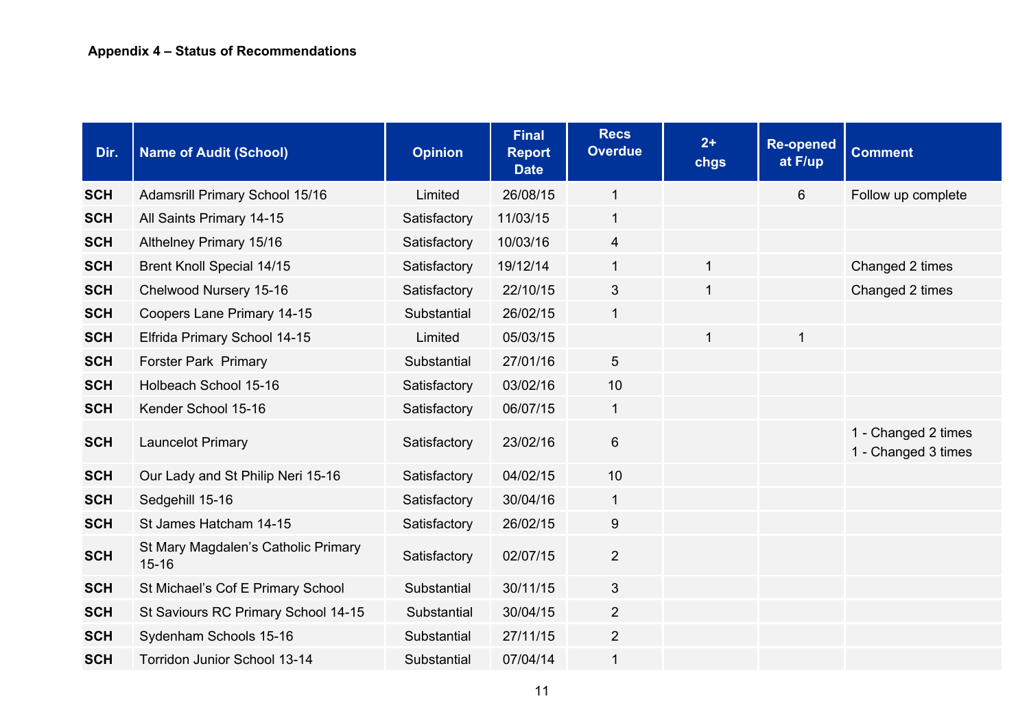**Appendix 4 – Status of Recommendations**

| Dir. | Name of Audit (School) | Opinion | Final Report Date | Recs Overdue | 2+ chgs | Re-opened at F/up | Comment |
|---|---|---|---|---|---|---|---|
| **SCH** | Adamsrill Primary School 15/16 | Limited | 26/08/15 | 1 | | 6 | Follow up complete |
| **SCH** | All Saints Primary 14-15 | Satisfactory | 11/03/15 | 1 | | | |
| **SCH** | Althelney Primary 15/16 | Satisfactory | 10/03/16 | 4 | | | |
| **SCH** | Brent Knoll Special 14/15 | Satisfactory | 19/12/14 | 1 | 1 | | Changed 2 times |
| **SCH** | Chelwood Nursery 15-16 | Satisfactory | 22/10/15 | 3 | 1 | | Changed 2 times |
| **SCH** | Coopers Lane Primary 14-15 | Substantial | 26/02/15 | 1 | | | |
| **SCH** | Elfrida Primary School 14-15 | Limited | 05/03/15 | | 1 | 1 | |
| **SCH** | Forster Park Primary | Substantial | 27/01/16 | 5 | | | |
| **SCH** | Holbeach School 15-16 | Satisfactory | 03/02/16 | 10 | | | |
| **SCH** | Kender School 15-16 | Satisfactory | 06/07/15 | 1 | | | |
| **SCH** | Launcelot Primary | Satisfactory | 23/02/16 | 6 | | | 1 - Changed 2 times<br>1 - Changed 3 times |
| **SCH** | Our Lady and St Philip Neri 15-16 | Satisfactory | 04/02/15 | 10 | | | |
| **SCH** | Sedgehill 15-16 | Satisfactory | 30/04/16 | 1 | | | |
| **SCH** | St James Hatcham 14-15 | Satisfactory | 26/02/15 | 9 | | | |
| **SCH** | St Mary Magdalen's Catholic Primary 15-16 | Satisfactory | 02/07/15 | 2 | | | |
| **SCH** | St Michael's Cof E Primary School | Substantial | 30/11/15 | 3 | | | |
| **SCH** | St Saviours RC Primary School 14-15 | Substantial | 30/04/15 | 2 | | | |
| **SCH** | Sydenham Schools 15-16 | Substantial | 27/11/15 | 2 | | | |
| **SCH** | Torridon Junior School 13-14 | Substantial | 07/04/14 | 1 | | | |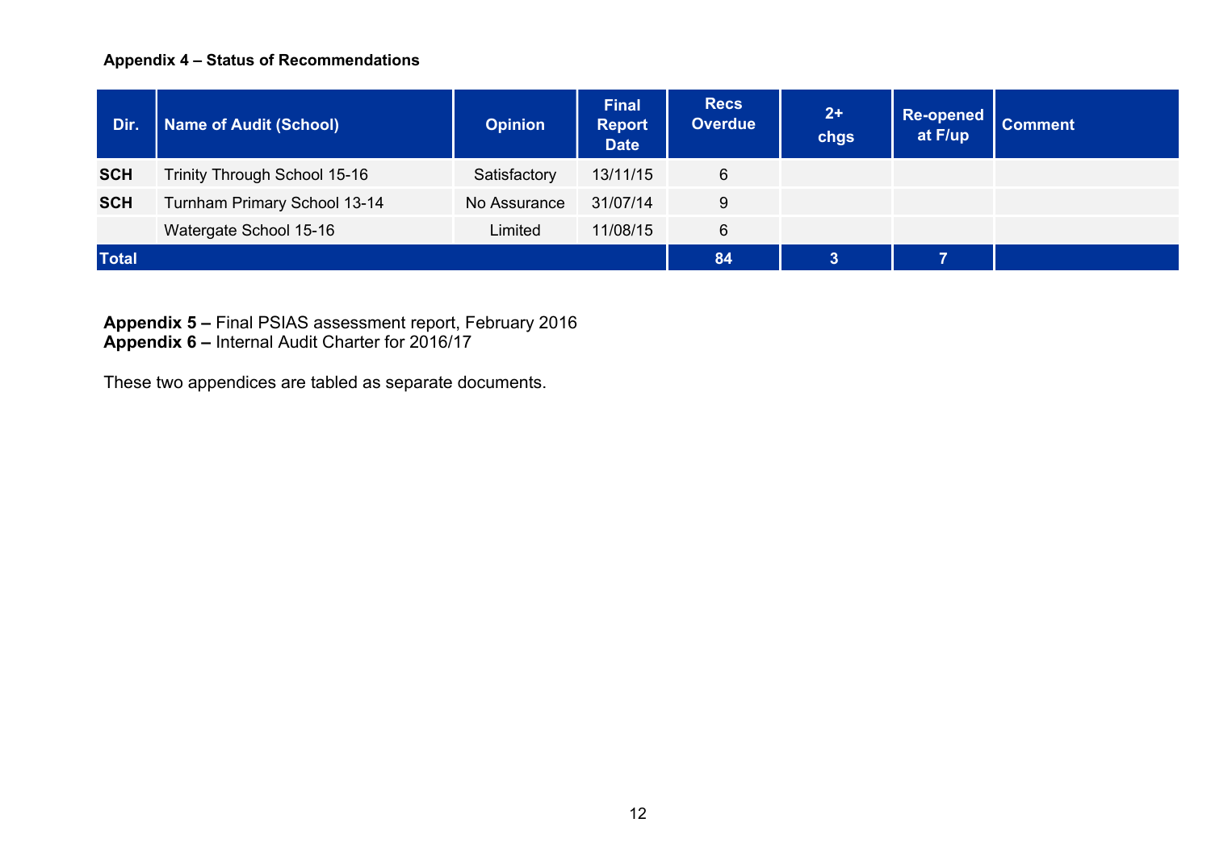**Appendix 4 – Status of Recommendations**

| Dir. | Name of Audit (School) | Opinion | Final Report Date | Recs Overdue | 2+ chgs | Re-opened at F/up | Comment |
|---|---|---|---|---|---|---|---|
| **SCH** | Trinity Through School 15-16 | Satisfactory | 13/11/15 | 6 | | | |
| **SCH** | Turnham Primary School 13-14 | No Assurance | 31/07/14 | 9 | | | |
| | Watergate School 15-16 | Limited | 11/08/15 | 6 | | | |
| **Total** | | | | **84** | **3** | **7** | |

**Appendix 5 –** Final PSIAS assessment report, February 2016
**Appendix 6 –** Internal Audit Charter for 2016/17

These two appendices are tabled as separate documents.